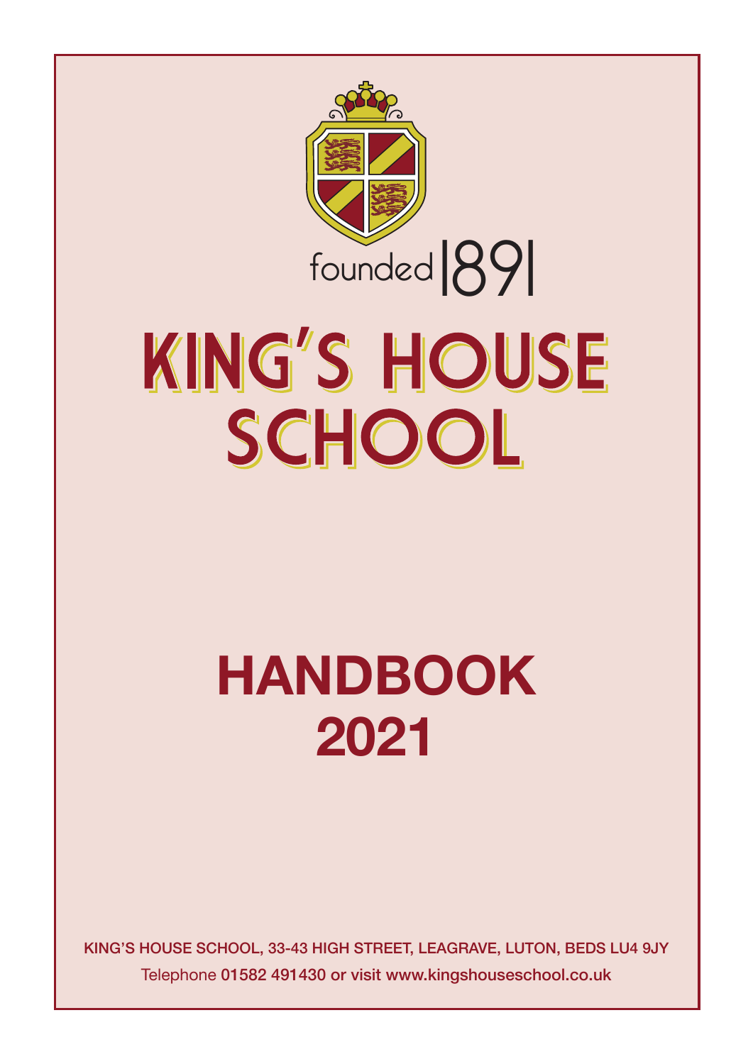founded 1891

# KING'S HOUSE SCHOOL

# HANDBOOK 2021

KING'S HOUSE SCHOOL, 33-43 HIGH STREET, LEAGRAVE, LUTON, BEDS LU4 9JY

Telephone 01582 491430 or visit www.kingshouseschool.co.uk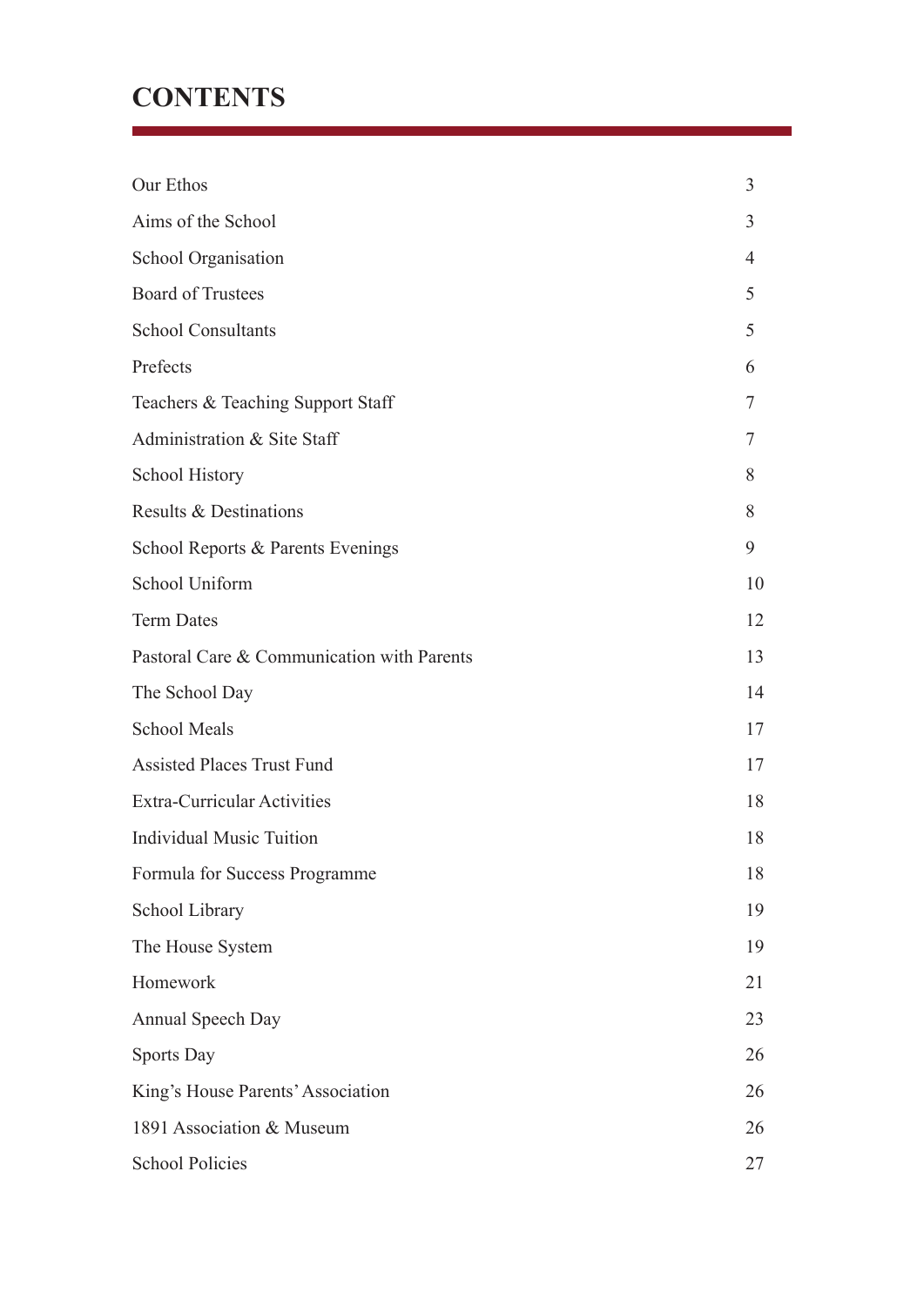# CONTENTS

| | |
|---|---|
| Our Ethos | 3 |
| Aims of the School | 3 |
| School Organisation | 4 |
| Board of Trustees | 5 |
| School Consultants | 5 |
| Prefects | 6 |
| Teachers & Teaching Support Staff | 7 |
| Administration & Site Staff | 7 |
| School History | 8 |
| Results & Destinations | 8 |
| School Reports & Parents Evenings | 9 |
| School Uniform | 10 |
| Term Dates | 12 |
| Pastoral Care & Communication with Parents | 13 |
| The School Day | 14 |
| School Meals | 17 |
| Assisted Places Trust Fund | 17 |
| Extra-Curricular Activities | 18 |
| Individual Music Tuition | 18 |
| Formula for Success Programme | 18 |
| School Library | 19 |
| The House System | 19 |
| Homework | 21 |
| Annual Speech Day | 23 |
| Sports Day | 26 |
| King's House Parents' Association | 26 |
| 1891 Association & Museum | 26 |
| School Policies | 27 |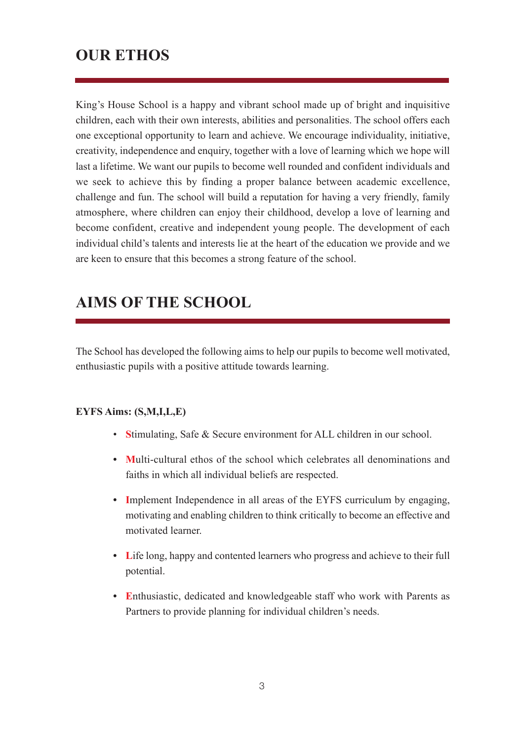## OUR ETHOS

King's House School is a happy and vibrant school made up of bright and inquisitive children, each with their own interests, abilities and personalities. The school offers each one exceptional opportunity to learn and achieve. We encourage individuality, initiative, creativity, independence and enquiry, together with a love of learning which we hope will last a lifetime. We want our pupils to become well rounded and confident individuals and we seek to achieve this by finding a proper balance between academic excellence, challenge and fun. The school will build a reputation for having a very friendly, family atmosphere, where children can enjoy their childhood, develop a love of learning and become confident, creative and independent young people. The development of each individual child's talents and interests lie at the heart of the education we provide and we are keen to ensure that this becomes a strong feature of the school.

## AIMS OF THE SCHOOL

The School has developed the following aims to help our pupils to become well motivated, enthusiastic pupils with a positive attitude towards learning.

**EYFS Aims: (S,M,I,L,E)**

- **S**timulating, Safe & Secure environment for ALL children in our school.
- **M**ulti-cultural ethos of the school which celebrates all denominations and faiths in which all individual beliefs are respected.
- **I**mplement Independence in all areas of the EYFS curriculum by engaging, motivating and enabling children to think critically to become an effective and motivated learner.
- **L**ife long, happy and contented learners who progress and achieve to their full potential.
- **E**nthusiastic, dedicated and knowledgeable staff who work with Parents as Partners to provide planning for individual children's needs.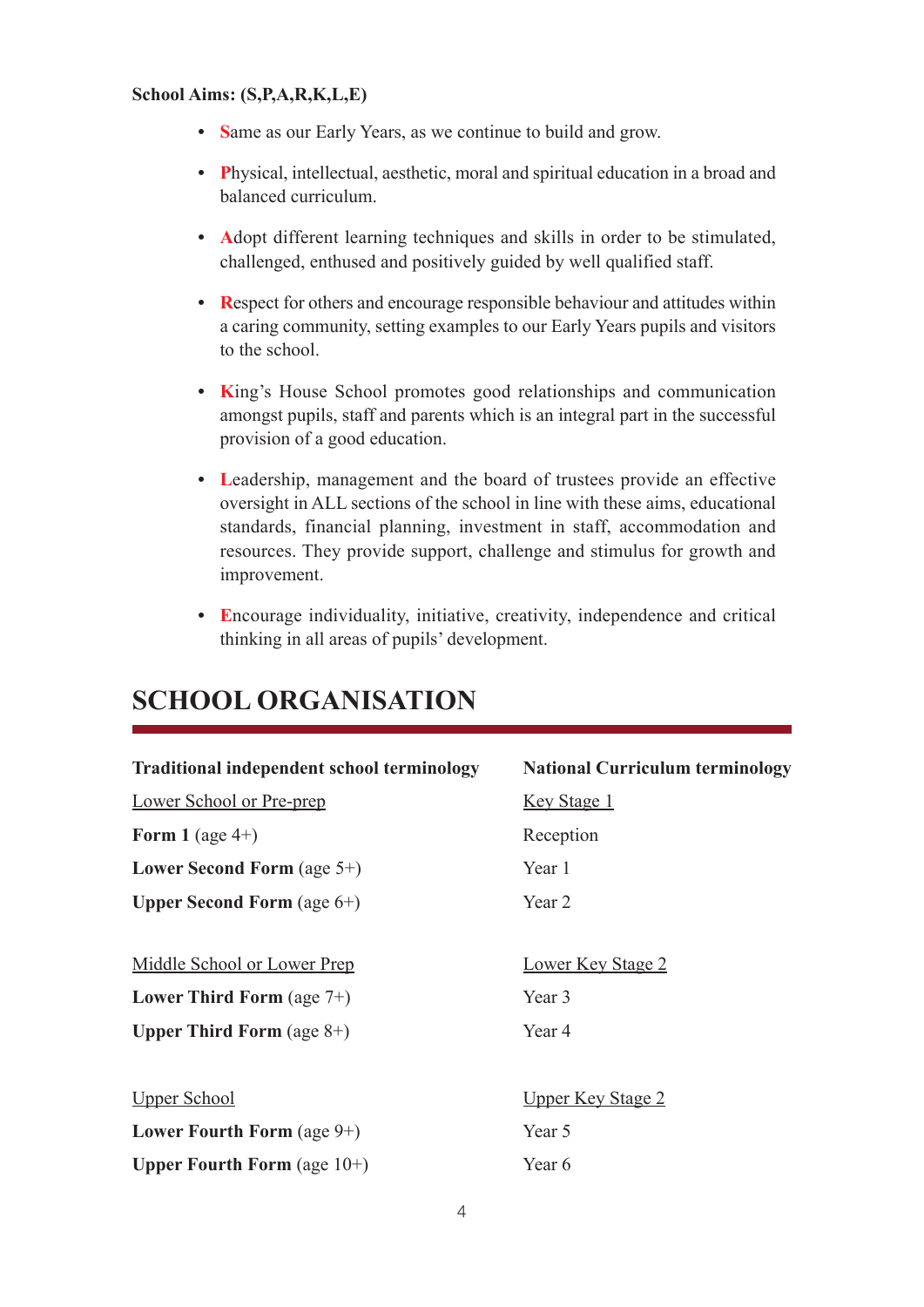**School Aims: (S,P,A,R,K,L,E)**

- **S**ame as our Early Years, as we continue to build and grow.
- **P**hysical, intellectual, aesthetic, moral and spiritual education in a broad and balanced curriculum.
- **A**dopt different learning techniques and skills in order to be stimulated, challenged, enthused and positively guided by well qualified staff.
- **R**espect for others and encourage responsible behaviour and attitudes within a caring community, setting examples to our Early Years pupils and visitors to the school.
- **K**ing's House School promotes good relationships and communication amongst pupils, staff and parents which is an integral part in the successful provision of a good education.
- **L**eadership, management and the board of trustees provide an effective oversight in ALL sections of the school in line with these aims, educational standards, financial planning, investment in staff, accommodation and resources. They provide support, challenge and stimulus for growth and improvement.
- **E**ncourage individuality, initiative, creativity, independence and critical thinking in all areas of pupils' development.

# SCHOOL ORGANISATION

| Traditional independent school terminology | National Curriculum terminology |
|---|---|
| Lower School or Pre-prep | Key Stage 1 |
| **Form 1** (age 4+) | Reception |
| **Lower Second Form** (age 5+) | Year 1 |
| **Upper Second Form** (age 6+) | Year 2 |
| | |
| Middle School or Lower Prep | Lower Key Stage 2 |
| **Lower Third Form** (age 7+) | Year 3 |
| **Upper Third Form** (age 8+) | Year 4 |
| | |
| Upper School | Upper Key Stage 2 |
| **Lower Fourth Form** (age 9+) | Year 5 |
| **Upper Fourth Form** (age 10+) | Year 6 |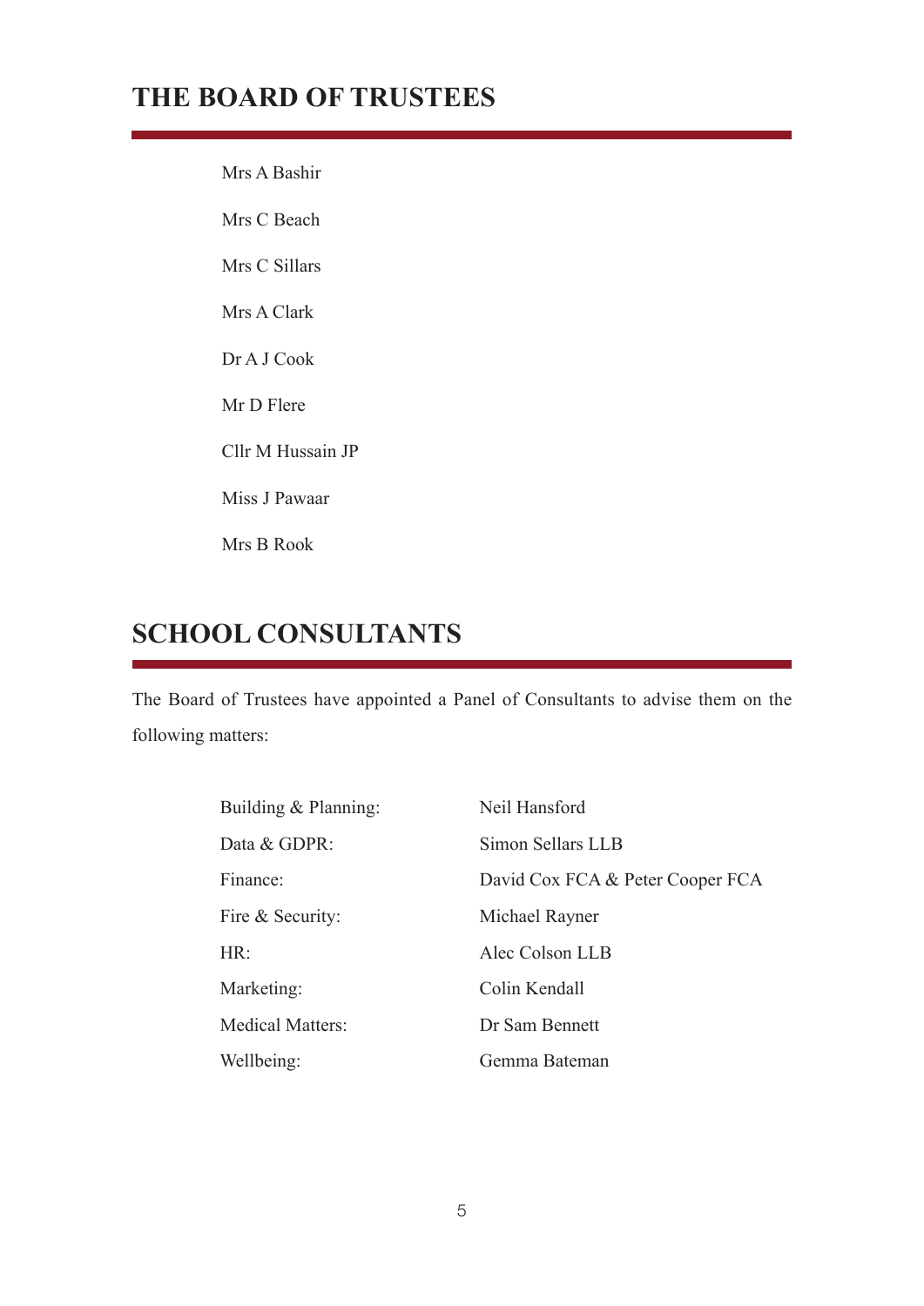## THE BOARD OF TRUSTEES

Mrs A Bashir

Mrs C Beach

Mrs C Sillars

Mrs A Clark

Dr A J Cook

Mr D Flere

Cllr M Hussain JP

Miss J Pawaar

Mrs B Rook

## SCHOOL CONSULTANTS

The Board of Trustees have appointed a Panel of Consultants to advise them on the following matters:

| | |
|---|---|
| Building & Planning: | Neil Hansford |
| Data & GDPR: | Simon Sellars LLB |
| Finance: | David Cox FCA & Peter Cooper FCA |
| Fire & Security: | Michael Rayner |
| HR: | Alec Colson LLB |
| Marketing: | Colin Kendall |
| Medical Matters: | Dr Sam Bennett |
| Wellbeing: | Gemma Bateman |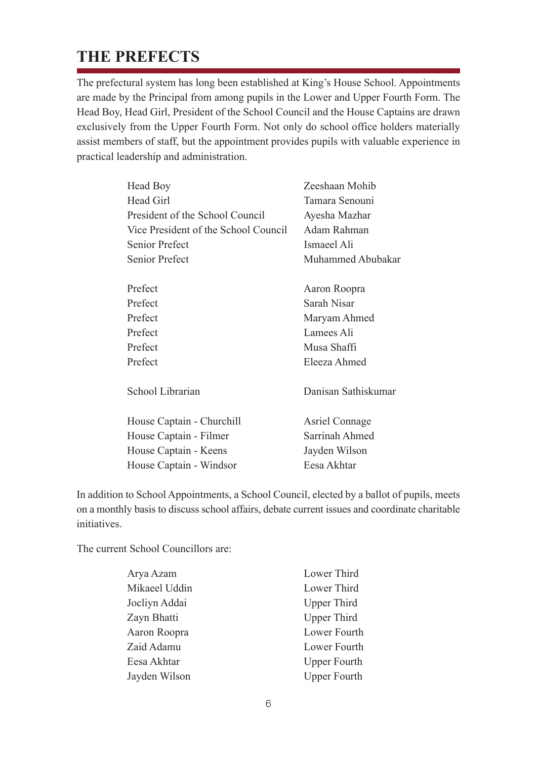# THE PREFECTS

The prefectural system has long been established at King's House School. Appointments are made by the Principal from among pupils in the Lower and Upper Fourth Form. The Head Boy, Head Girl, President of the School Council and the House Captains are drawn exclusively from the Upper Fourth Form. Not only do school office holders materially assist members of staff, but the appointment provides pupils with valuable experience in practical leadership and administration.

| | |
|---|---|
| Head Boy | Zeeshaan Mohib |
| Head Girl | Tamara Senouni |
| President of the School Council | Ayesha Mazhar |
| Vice President of the School Council | Adam Rahman |
| Senior Prefect | Ismaeel Ali |
| Senior Prefect | Muhammed Abubakar |
| | |
| Prefect | Aaron Roopra |
| Prefect | Sarah Nisar |
| Prefect | Maryam Ahmed |
| Prefect | Lamees Ali |
| Prefect | Musa Shaffi |
| Prefect | Eleeza Ahmed |
| | |
| School Librarian | Danisan Sathiskumar |
| | |
| House Captain - Churchill | Asriel Connage |
| House Captain - Filmer | Sarrinah Ahmed |
| House Captain - Keens | Jayden Wilson |
| House Captain - Windsor | Eesa Akhtar |

In addition to School Appointments, a School Council, elected by a ballot of pupils, meets on a monthly basis to discuss school affairs, debate current issues and coordinate charitable initiatives.

The current School Councillors are:

| | |
|---|---|
| Arya Azam | Lower Third |
| Mikaeel Uddin | Lower Third |
| Jocliyn Addai | Upper Third |
| Zayn Bhatti | Upper Third |
| Aaron Roopra | Lower Fourth |
| Zaid Adamu | Lower Fourth |
| Eesa Akhtar | Upper Fourth |
| Jayden Wilson | Upper Fourth |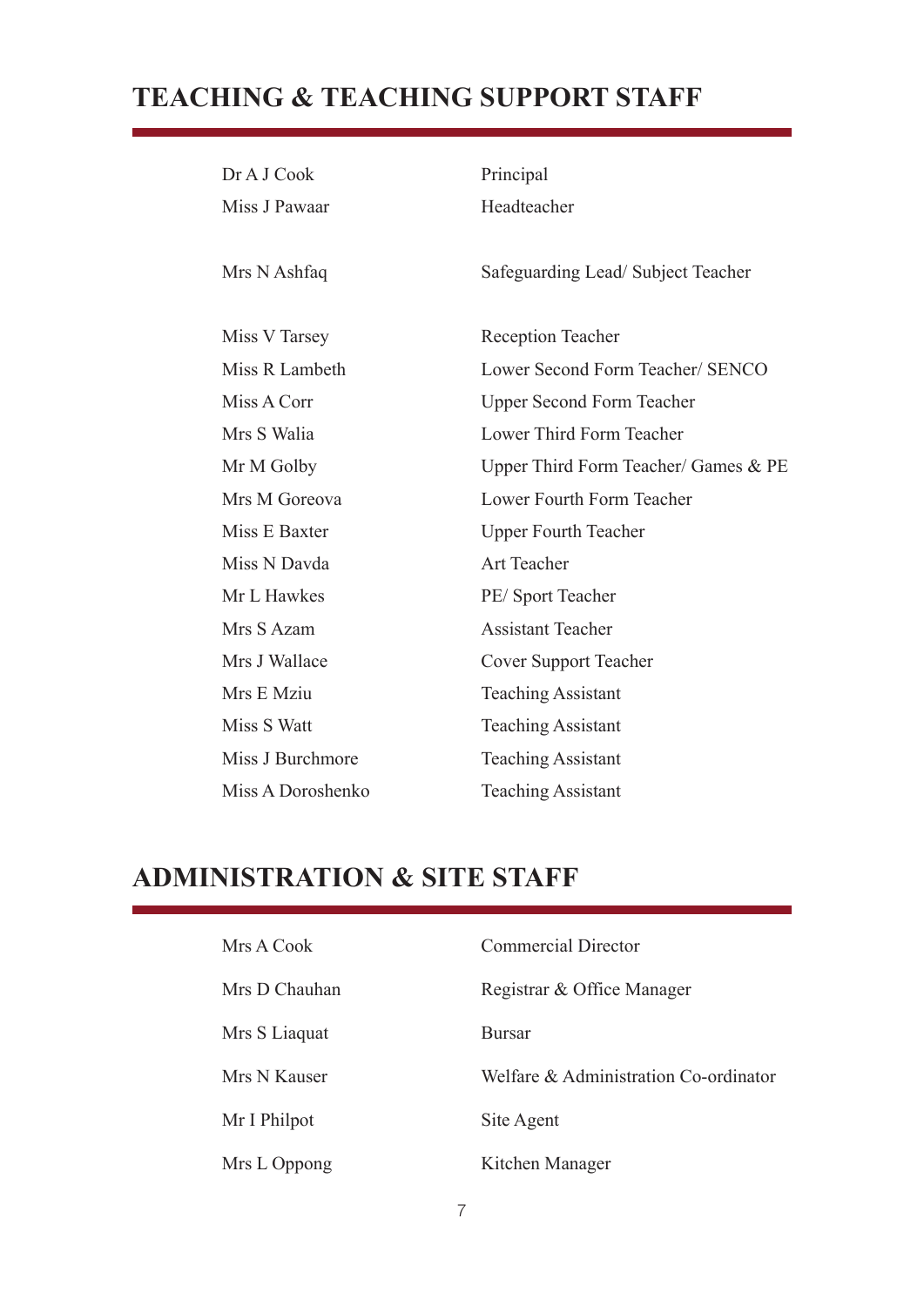## TEACHING & TEACHING SUPPORT STAFF

| | |
|---|---|
| Dr A J Cook | Principal |
| Miss J Pawaar | Headteacher |
| Mrs N Ashfaq | Safeguarding Lead/ Subject Teacher |
| Miss V Tarsey | Reception Teacher |
| Miss R Lambeth | Lower Second Form Teacher/ SENCO |
| Miss A Corr | Upper Second Form Teacher |
| Mrs S Walia | Lower Third Form Teacher |
| Mr M Golby | Upper Third Form Teacher/ Games & PE |
| Mrs M Goreova | Lower Fourth Form Teacher |
| Miss E Baxter | Upper Fourth Teacher |
| Miss N Davda | Art Teacher |
| Mr L Hawkes | PE/ Sport Teacher |
| Mrs S Azam | Assistant Teacher |
| Mrs J Wallace | Cover Support Teacher |
| Mrs E Mziu | Teaching Assistant |
| Miss S Watt | Teaching Assistant |
| Miss J Burchmore | Teaching Assistant |
| Miss A Doroshenko | Teaching Assistant |

## ADMINISTRATION & SITE STAFF

| | |
|---|---|
| Mrs A Cook | Commercial Director |
| Mrs D Chauhan | Registrar & Office Manager |
| Mrs S Liaquat | Bursar |
| Mrs N Kauser | Welfare & Administration Co-ordinator |
| Mr I Philpot | Site Agent |
| Mrs L Oppong | Kitchen Manager |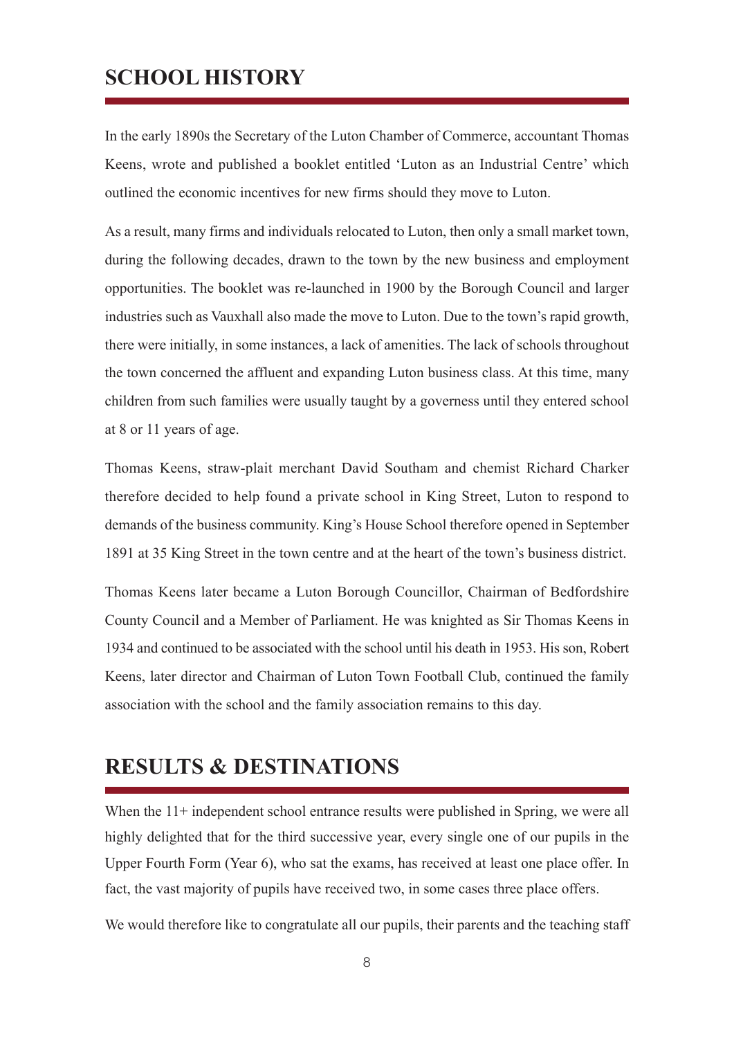## SCHOOL HISTORY

In the early 1890s the Secretary of the Luton Chamber of Commerce, accountant Thomas Keens, wrote and published a booklet entitled 'Luton as an Industrial Centre' which outlined the economic incentives for new firms should they move to Luton.

As a result, many firms and individuals relocated to Luton, then only a small market town, during the following decades, drawn to the town by the new business and employment opportunities. The booklet was re-launched in 1900 by the Borough Council and larger industries such as Vauxhall also made the move to Luton. Due to the town's rapid growth, there were initially, in some instances, a lack of amenities. The lack of schools throughout the town concerned the affluent and expanding Luton business class. At this time, many children from such families were usually taught by a governess until they entered school at 8 or 11 years of age.

Thomas Keens, straw-plait merchant David Southam and chemist Richard Charker therefore decided to help found a private school in King Street, Luton to respond to demands of the business community. King's House School therefore opened in September 1891 at 35 King Street in the town centre and at the heart of the town's business district.

Thomas Keens later became a Luton Borough Councillor, Chairman of Bedfordshire County Council and a Member of Parliament. He was knighted as Sir Thomas Keens in 1934 and continued to be associated with the school until his death in 1953. His son, Robert Keens, later director and Chairman of Luton Town Football Club, continued the family association with the school and the family association remains to this day.

## RESULTS & DESTINATIONS

When the 11+ independent school entrance results were published in Spring, we were all highly delighted that for the third successive year, every single one of our pupils in the Upper Fourth Form (Year 6), who sat the exams, has received at least one place offer. In fact, the vast majority of pupils have received two, in some cases three place offers.

We would therefore like to congratulate all our pupils, their parents and the teaching staff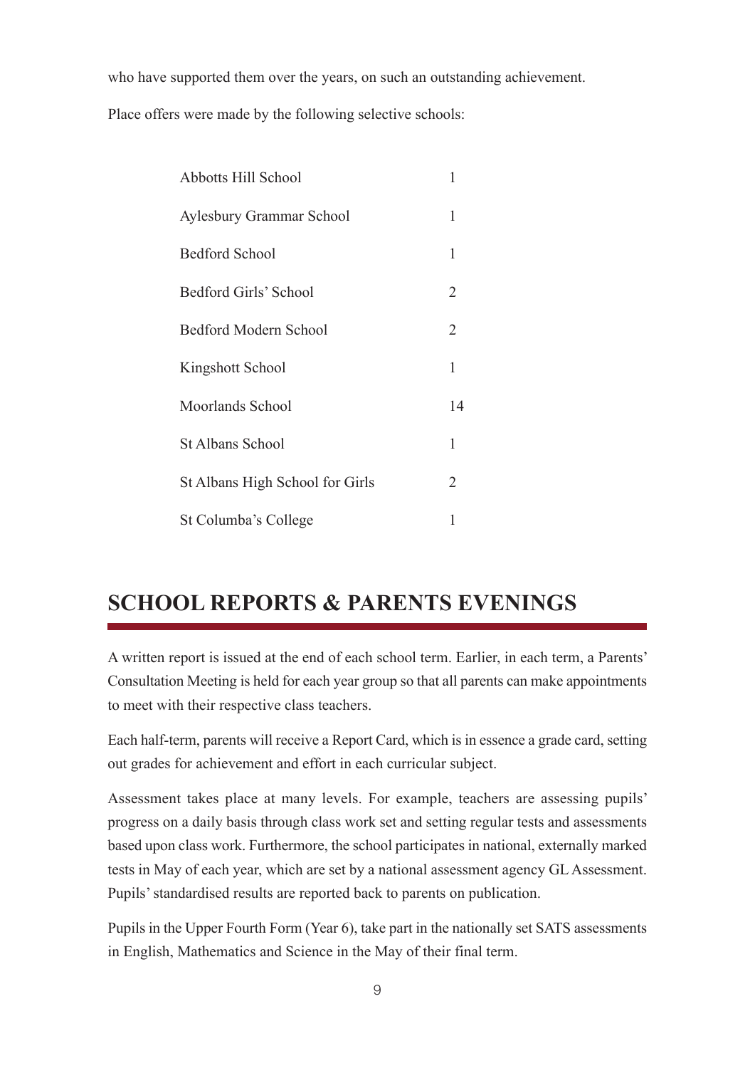who have supported them over the years, on such an outstanding achievement.

Place offers were made by the following selective schools:

| School | Offers |
|---|---|
| Abbotts Hill School | 1 |
| Aylesbury Grammar School | 1 |
| Bedford School | 1 |
| Bedford Girls' School | 2 |
| Bedford Modern School | 2 |
| Kingshott School | 1 |
| Moorlands School | 14 |
| St Albans School | 1 |
| St Albans High School for Girls | 2 |
| St Columba's College | 1 |

## SCHOOL REPORTS & PARENTS EVENINGS

A written report is issued at the end of each school term. Earlier, in each term, a Parents' Consultation Meeting is held for each year group so that all parents can make appointments to meet with their respective class teachers.

Each half-term, parents will receive a Report Card, which is in essence a grade card, setting out grades for achievement and effort in each curricular subject.

Assessment takes place at many levels. For example, teachers are assessing pupils' progress on a daily basis through class work set and setting regular tests and assessments based upon class work. Furthermore, the school participates in national, externally marked tests in May of each year, which are set by a national assessment agency GL Assessment. Pupils' standardised results are reported back to parents on publication.

Pupils in the Upper Fourth Form (Year 6), take part in the nationally set SATS assessments in English, Mathematics and Science in the May of their final term.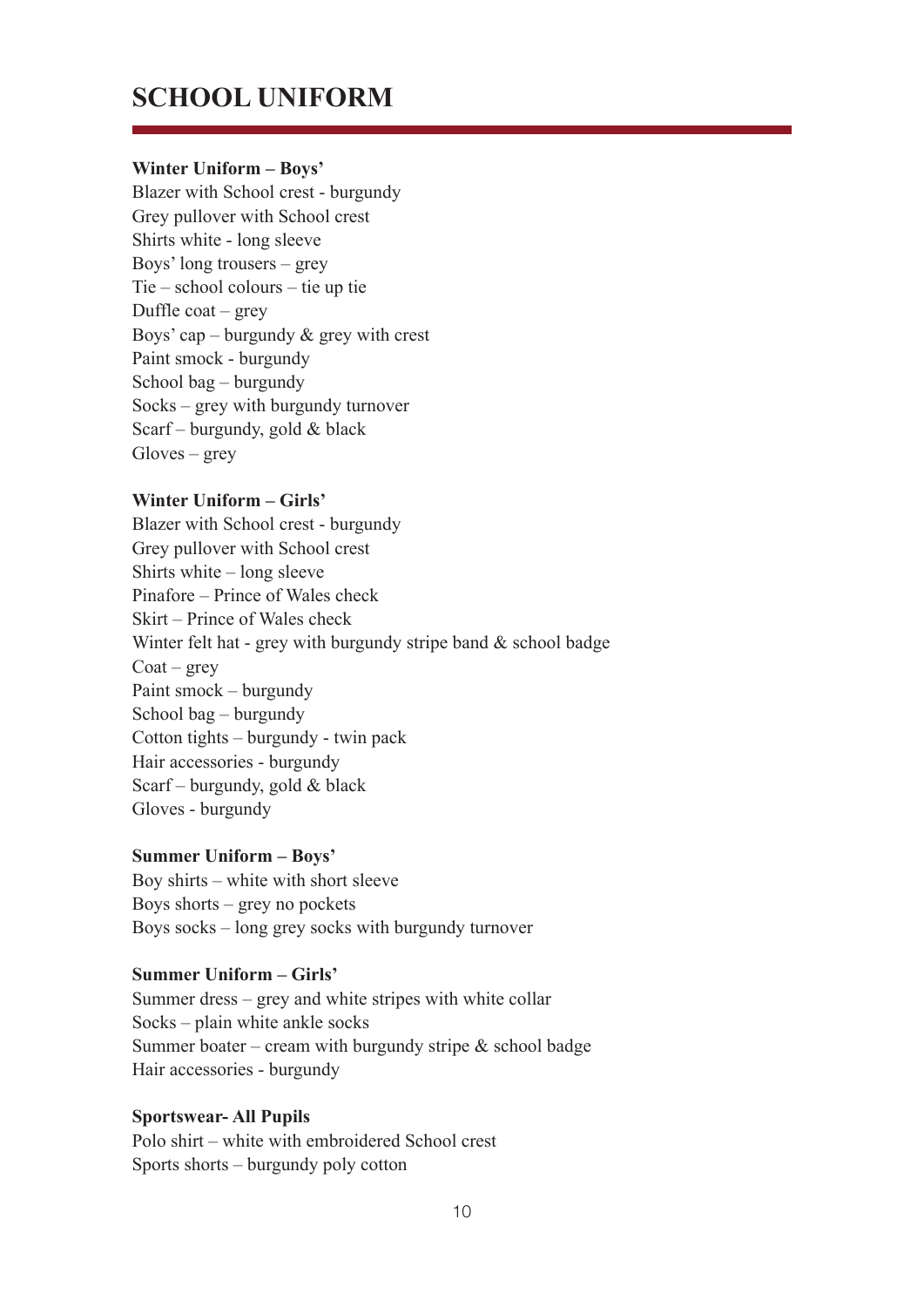# SCHOOL UNIFORM

**Winter Uniform – Boys'**

Blazer with School crest - burgundy
Grey pullover with School crest
Shirts white - long sleeve
Boys' long trousers – grey
Tie – school colours – tie up tie
Duffle coat – grey
Boys' cap – burgundy & grey with crest
Paint smock - burgundy
School bag – burgundy
Socks – grey with burgundy turnover
Scarf – burgundy, gold & black
Gloves – grey

**Winter Uniform – Girls'**

Blazer with School crest - burgundy
Grey pullover with School crest
Shirts white – long sleeve
Pinafore – Prince of Wales check
Skirt – Prince of Wales check
Winter felt hat - grey with burgundy stripe band & school badge
Coat – grey
Paint smock – burgundy
School bag – burgundy
Cotton tights – burgundy - twin pack
Hair accessories - burgundy
Scarf – burgundy, gold & black
Gloves - burgundy

**Summer Uniform – Boys'**

Boy shirts – white with short sleeve
Boys shorts – grey no pockets
Boys socks – long grey socks with burgundy turnover

**Summer Uniform – Girls'**

Summer dress – grey and white stripes with white collar
Socks – plain white ankle socks
Summer boater – cream with burgundy stripe & school badge
Hair accessories - burgundy

**Sportswear- All Pupils**

Polo shirt – white with embroidered School crest
Sports shorts – burgundy poly cotton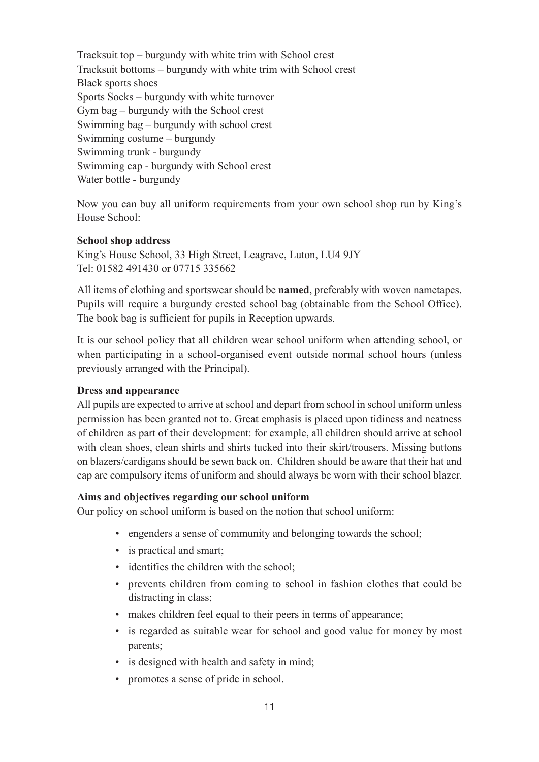Tracksuit top – burgundy with white trim with School crest
Tracksuit bottoms – burgundy with white trim with School crest
Black sports shoes
Sports Socks – burgundy with white turnover
Gym bag – burgundy with the School crest
Swimming bag – burgundy with school crest
Swimming costume – burgundy
Swimming trunk - burgundy
Swimming cap - burgundy with School crest
Water bottle - burgundy

Now you can buy all uniform requirements from your own school shop run by King's House School:

**School shop address**
King's House School, 33 High Street, Leagrave, Luton, LU4 9JY
Tel: 01582 491430 or 07715 335662

All items of clothing and sportswear should be **named**, preferably with woven nametapes. Pupils will require a burgundy crested school bag (obtainable from the School Office). The book bag is sufficient for pupils in Reception upwards.

It is our school policy that all children wear school uniform when attending school, or when participating in a school-organised event outside normal school hours (unless previously arranged with the Principal).

**Dress and appearance**
All pupils are expected to arrive at school and depart from school in school uniform unless permission has been granted not to. Great emphasis is placed upon tidiness and neatness of children as part of their development: for example, all children should arrive at school with clean shoes, clean shirts and shirts tucked into their skirt/trousers. Missing buttons on blazers/cardigans should be sewn back on. Children should be aware that their hat and cap are compulsory items of uniform and should always be worn with their school blazer.

**Aims and objectives regarding our school uniform**
Our policy on school uniform is based on the notion that school uniform:

- engenders a sense of community and belonging towards the school;
- is practical and smart;
- identifies the children with the school;
- prevents children from coming to school in fashion clothes that could be distracting in class;
- makes children feel equal to their peers in terms of appearance;
- is regarded as suitable wear for school and good value for money by most parents;
- is designed with health and safety in mind;
- promotes a sense of pride in school.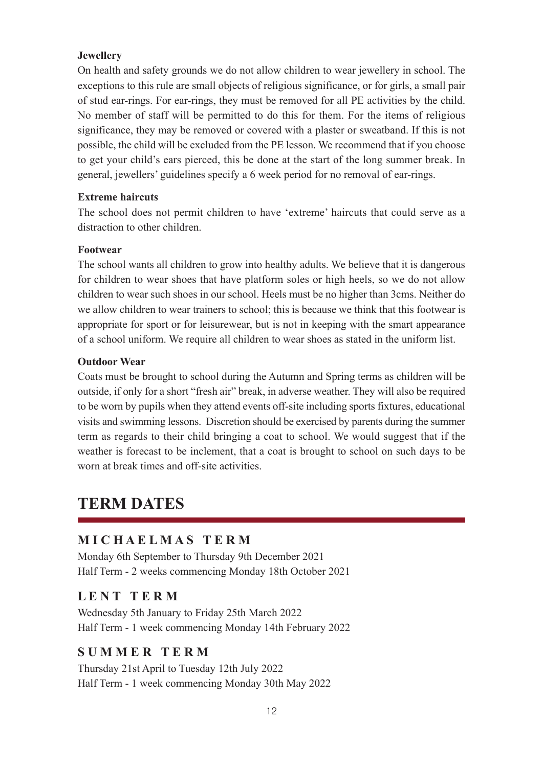### Jewellery

On health and safety grounds we do not allow children to wear jewellery in school. The exceptions to this rule are small objects of religious significance, or for girls, a small pair of stud ear-rings. For ear-rings, they must be removed for all PE activities by the child. No member of staff will be permitted to do this for them. For the items of religious significance, they may be removed or covered with a plaster or sweatband. If this is not possible, the child will be excluded from the PE lesson. We recommend that if you choose to get your child's ears pierced, this be done at the start of the long summer break. In general, jewellers' guidelines specify a 6 week period for no removal of ear-rings.

### Extreme haircuts

The school does not permit children to have 'extreme' haircuts that could serve as a distraction to other children.

### Footwear

The school wants all children to grow into healthy adults. We believe that it is dangerous for children to wear shoes that have platform soles or high heels, so we do not allow children to wear such shoes in our school. Heels must be no higher than 3cms. Neither do we allow children to wear trainers to school; this is because we think that this footwear is appropriate for sport or for leisurewear, but is not in keeping with the smart appearance of a school uniform. We require all children to wear shoes as stated in the uniform list.

### Outdoor Wear

Coats must be brought to school during the Autumn and Spring terms as children will be outside, if only for a short "fresh air" break, in adverse weather. They will also be required to be worn by pupils when they attend events off-site including sports fixtures, educational visits and swimming lessons. Discretion should be exercised by parents during the summer term as regards to their child bringing a coat to school. We would suggest that if the weather is forecast to be inclement, that a coat is brought to school on such days to be worn at break times and off-site activities.

# TERM DATES

## MICHAELMAS TERM

Monday 6th September to Thursday 9th December 2021
Half Term - 2 weeks commencing Monday 18th October 2021

## LENT TERM

Wednesday 5th January to Friday 25th March 2022
Half Term - 1 week commencing Monday 14th February 2022

## SUMMER TERM

Thursday 21st April to Tuesday 12th July 2022
Half Term - 1 week commencing Monday 30th May 2022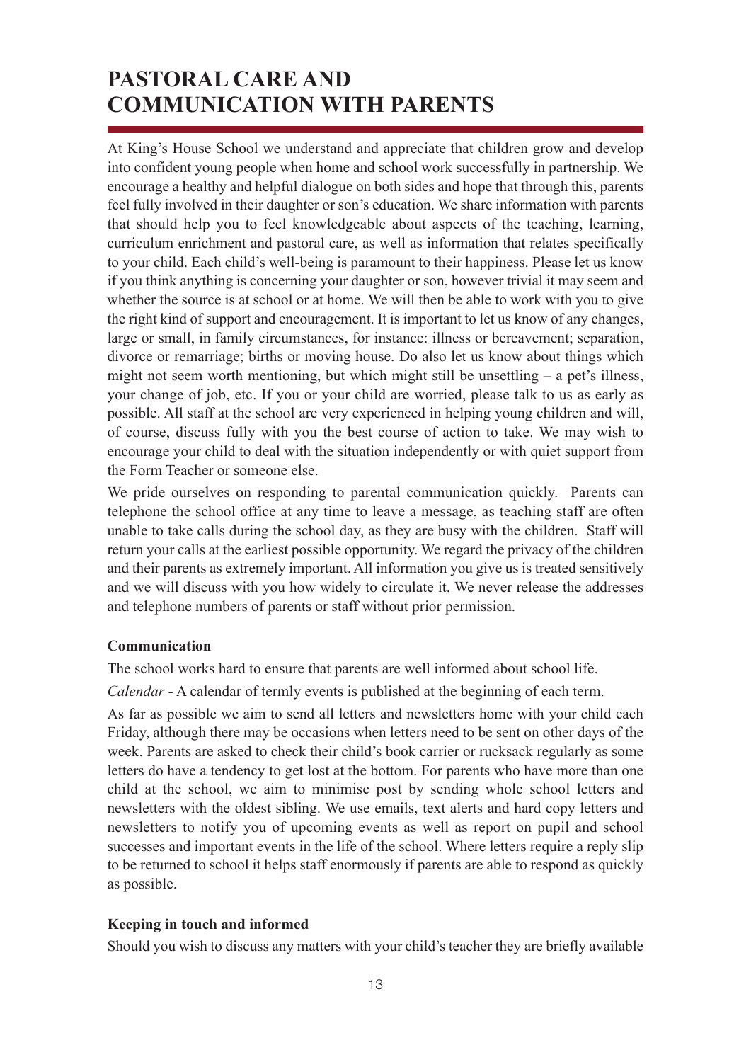# PASTORAL CARE AND COMMUNICATION WITH PARENTS

At King's House School we understand and appreciate that children grow and develop into confident young people when home and school work successfully in partnership. We encourage a healthy and helpful dialogue on both sides and hope that through this, parents feel fully involved in their daughter or son's education. We share information with parents that should help you to feel knowledgeable about aspects of the teaching, learning, curriculum enrichment and pastoral care, as well as information that relates specifically to your child. Each child's well-being is paramount to their happiness. Please let us know if you think anything is concerning your daughter or son, however trivial it may seem and whether the source is at school or at home. We will then be able to work with you to give the right kind of support and encouragement. It is important to let us know of any changes, large or small, in family circumstances, for instance: illness or bereavement; separation, divorce or remarriage; births or moving house. Do also let us know about things which might not seem worth mentioning, but which might still be unsettling – a pet's illness, your change of job, etc. If you or your child are worried, please talk to us as early as possible. All staff at the school are very experienced in helping young children and will, of course, discuss fully with you the best course of action to take. We may wish to encourage your child to deal with the situation independently or with quiet support from the Form Teacher or someone else.

We pride ourselves on responding to parental communication quickly. Parents can telephone the school office at any time to leave a message, as teaching staff are often unable to take calls during the school day, as they are busy with the children. Staff will return your calls at the earliest possible opportunity. We regard the privacy of the children and their parents as extremely important. All information you give us is treated sensitively and we will discuss with you how widely to circulate it. We never release the addresses and telephone numbers of parents or staff without prior permission.

**Communication**

The school works hard to ensure that parents are well informed about school life.

*Calendar* - A calendar of termly events is published at the beginning of each term.

As far as possible we aim to send all letters and newsletters home with your child each Friday, although there may be occasions when letters need to be sent on other days of the week. Parents are asked to check their child's book carrier or rucksack regularly as some letters do have a tendency to get lost at the bottom. For parents who have more than one child at the school, we aim to minimise post by sending whole school letters and newsletters with the oldest sibling. We use emails, text alerts and hard copy letters and newsletters to notify you of upcoming events as well as report on pupil and school successes and important events in the life of the school. Where letters require a reply slip to be returned to school it helps staff enormously if parents are able to respond as quickly as possible.

**Keeping in touch and informed**

Should you wish to discuss any matters with your child's teacher they are briefly available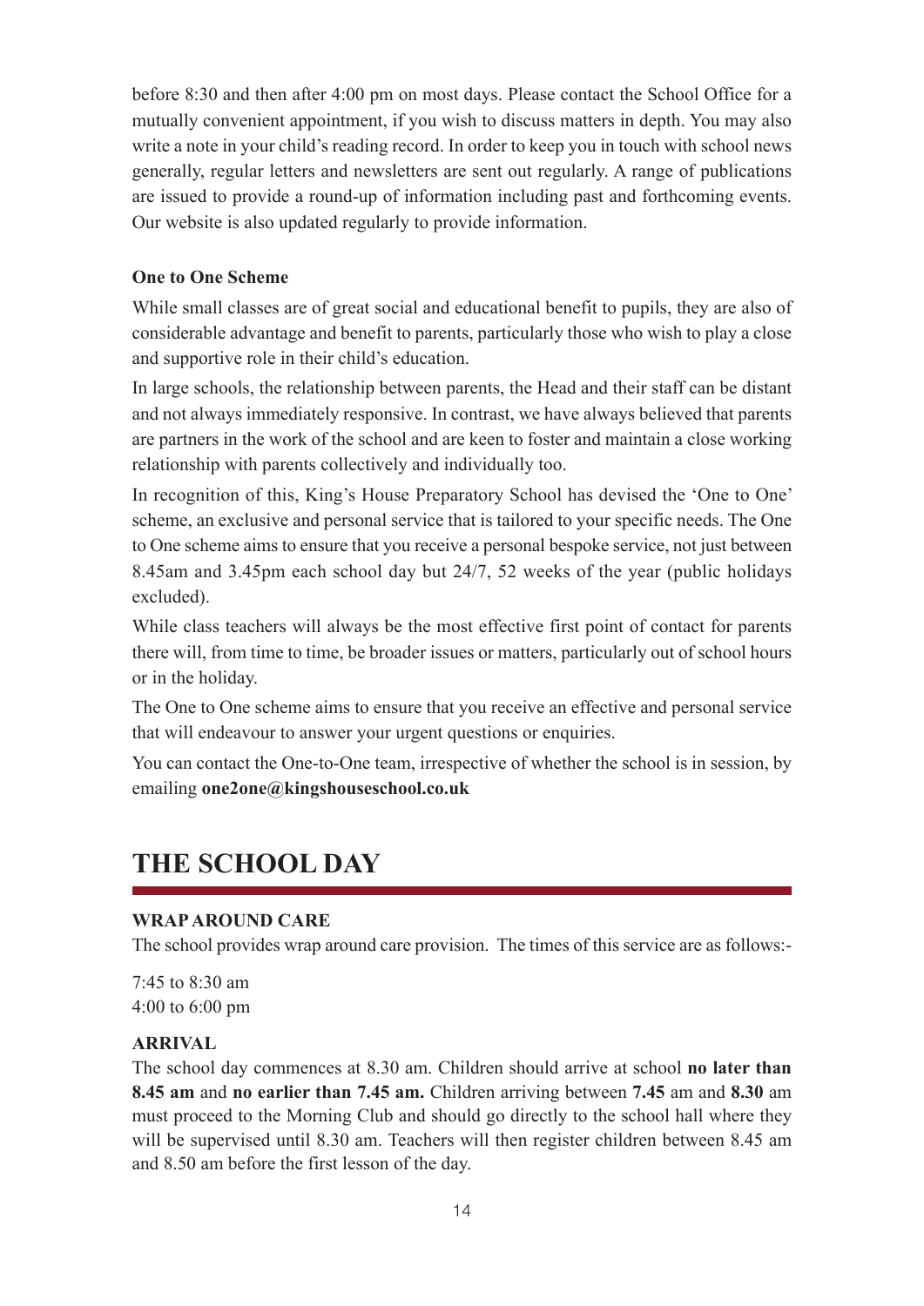before 8:30 and then after 4:00 pm on most days. Please contact the School Office for a mutually convenient appointment, if you wish to discuss matters in depth. You may also write a note in your child's reading record. In order to keep you in touch with school news generally, regular letters and newsletters are sent out regularly. A range of publications are issued to provide a round-up of information including past and forthcoming events. Our website is also updated regularly to provide information.

**One to One Scheme**

While small classes are of great social and educational benefit to pupils, they are also of considerable advantage and benefit to parents, particularly those who wish to play a close and supportive role in their child's education.

In large schools, the relationship between parents, the Head and their staff can be distant and not always immediately responsive. In contrast, we have always believed that parents are partners in the work of the school and are keen to foster and maintain a close working relationship with parents collectively and individually too.

In recognition of this, King's House Preparatory School has devised the 'One to One' scheme, an exclusive and personal service that is tailored to your specific needs. The One to One scheme aims to ensure that you receive a personal bespoke service, not just between 8.45am and 3.45pm each school day but 24/7, 52 weeks of the year (public holidays excluded).

While class teachers will always be the most effective first point of contact for parents there will, from time to time, be broader issues or matters, particularly out of school hours or in the holiday.

The One to One scheme aims to ensure that you receive an effective and personal service that will endeavour to answer your urgent questions or enquiries.

You can contact the One-to-One team, irrespective of whether the school is in session, by emailing **one2one@kingshouseschool.co.uk**

# THE SCHOOL DAY

**WRAP AROUND CARE**

The school provides wrap around care provision. The times of this service are as follows:-

7:45 to 8:30 am
4:00 to 6:00 pm

**ARRIVAL**

The school day commences at 8.30 am. Children should arrive at school **no later than 8.45 am** and **no earlier than 7.45 am.** Children arriving between **7.45** am and **8.30** am must proceed to the Morning Club and should go directly to the school hall where they will be supervised until 8.30 am. Teachers will then register children between 8.45 am and 8.50 am before the first lesson of the day.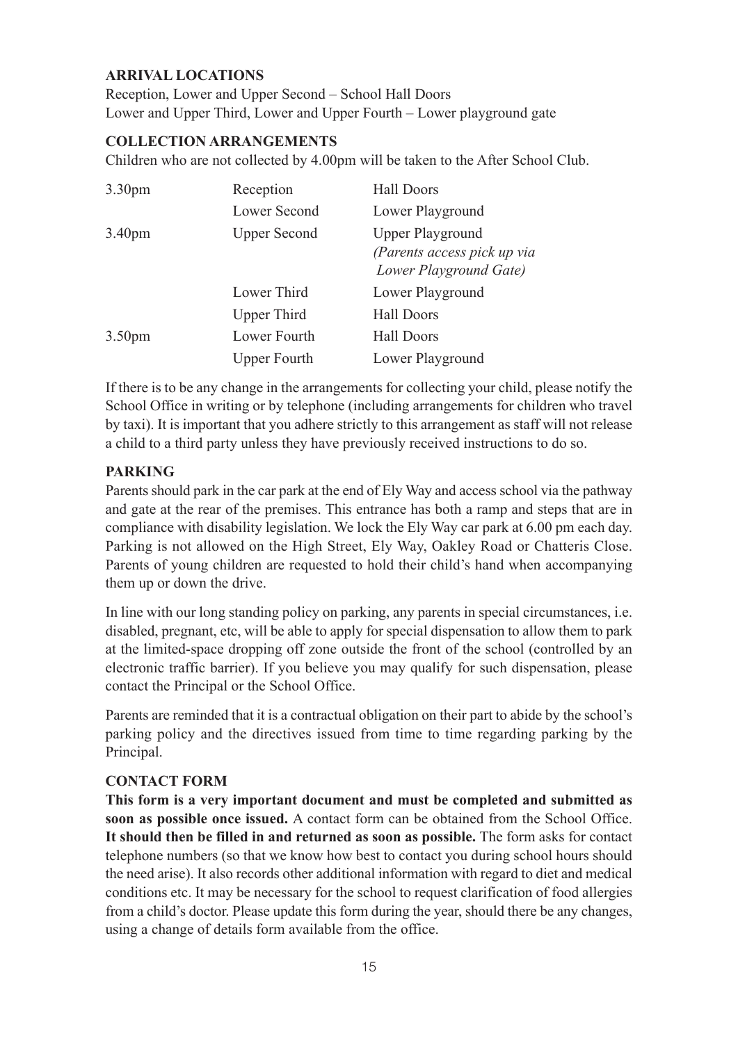## ARRIVAL LOCATIONS

Reception, Lower and Upper Second – School Hall Doors
Lower and Upper Third, Lower and Upper Fourth – Lower playground gate

## COLLECTION ARRANGEMENTS

Children who are not collected by 4.00pm will be taken to the After School Club.

| | | |
|---|---|---|
| 3.30pm | Reception | Hall Doors |
| | Lower Second | Lower Playground |
| 3.40pm | Upper Second | Upper Playground *(Parents access pick up via Lower Playground Gate)* |
| | Lower Third | Lower Playground |
| | Upper Third | Hall Doors |
| 3.50pm | Lower Fourth | Hall Doors |
| | Upper Fourth | Lower Playground |

If there is to be any change in the arrangements for collecting your child, please notify the School Office in writing or by telephone (including arrangements for children who travel by taxi). It is important that you adhere strictly to this arrangement as staff will not release a child to a third party unless they have previously received instructions to do so.

## PARKING

Parents should park in the car park at the end of Ely Way and access school via the pathway and gate at the rear of the premises. This entrance has both a ramp and steps that are in compliance with disability legislation. We lock the Ely Way car park at 6.00 pm each day. Parking is not allowed on the High Street, Ely Way, Oakley Road or Chatteris Close. Parents of young children are requested to hold their child's hand when accompanying them up or down the drive.

In line with our long standing policy on parking, any parents in special circumstances, i.e. disabled, pregnant, etc, will be able to apply for special dispensation to allow them to park at the limited-space dropping off zone outside the front of the school (controlled by an electronic traffic barrier). If you believe you may qualify for such dispensation, please contact the Principal or the School Office.

Parents are reminded that it is a contractual obligation on their part to abide by the school's parking policy and the directives issued from time to time regarding parking by the Principal.

## CONTACT FORM

**This form is a very important document and must be completed and submitted as soon as possible once issued.** A contact form can be obtained from the School Office. **It should then be filled in and returned as soon as possible.** The form asks for contact telephone numbers (so that we know how best to contact you during school hours should the need arise). It also records other additional information with regard to diet and medical conditions etc. It may be necessary for the school to request clarification of food allergies from a child's doctor. Please update this form during the year, should there be any changes, using a change of details form available from the office.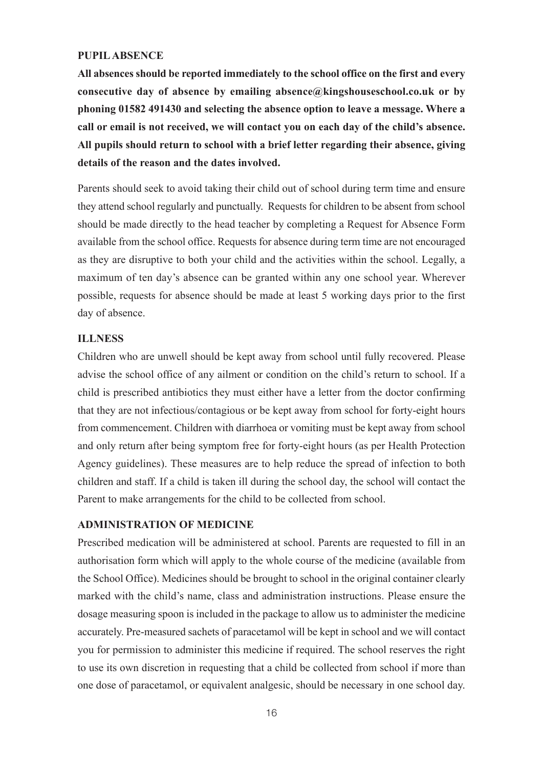## PUPIL ABSENCE

**All absences should be reported immediately to the school office on the first and every consecutive day of absence by emailing absence@kingshouseschool.co.uk or by phoning 01582 491430 and selecting the absence option to leave a message. Where a call or email is not received, we will contact you on each day of the child's absence. All pupils should return to school with a brief letter regarding their absence, giving details of the reason and the dates involved.**

Parents should seek to avoid taking their child out of school during term time and ensure they attend school regularly and punctually. Requests for children to be absent from school should be made directly to the head teacher by completing a Request for Absence Form available from the school office. Requests for absence during term time are not encouraged as they are disruptive to both your child and the activities within the school. Legally, a maximum of ten day's absence can be granted within any one school year. Wherever possible, requests for absence should be made at least 5 working days prior to the first day of absence.

## ILLNESS

Children who are unwell should be kept away from school until fully recovered. Please advise the school office of any ailment or condition on the child's return to school. If a child is prescribed antibiotics they must either have a letter from the doctor confirming that they are not infectious/contagious or be kept away from school for forty-eight hours from commencement. Children with diarrhoea or vomiting must be kept away from school and only return after being symptom free for forty-eight hours (as per Health Protection Agency guidelines). These measures are to help reduce the spread of infection to both children and staff. If a child is taken ill during the school day, the school will contact the Parent to make arrangements for the child to be collected from school.

## ADMINISTRATION OF MEDICINE

Prescribed medication will be administered at school. Parents are requested to fill in an authorisation form which will apply to the whole course of the medicine (available from the School Office). Medicines should be brought to school in the original container clearly marked with the child's name, class and administration instructions. Please ensure the dosage measuring spoon is included in the package to allow us to administer the medicine accurately. Pre-measured sachets of paracetamol will be kept in school and we will contact you for permission to administer this medicine if required. The school reserves the right to use its own discretion in requesting that a child be collected from school if more than one dose of paracetamol, or equivalent analgesic, should be necessary in one school day.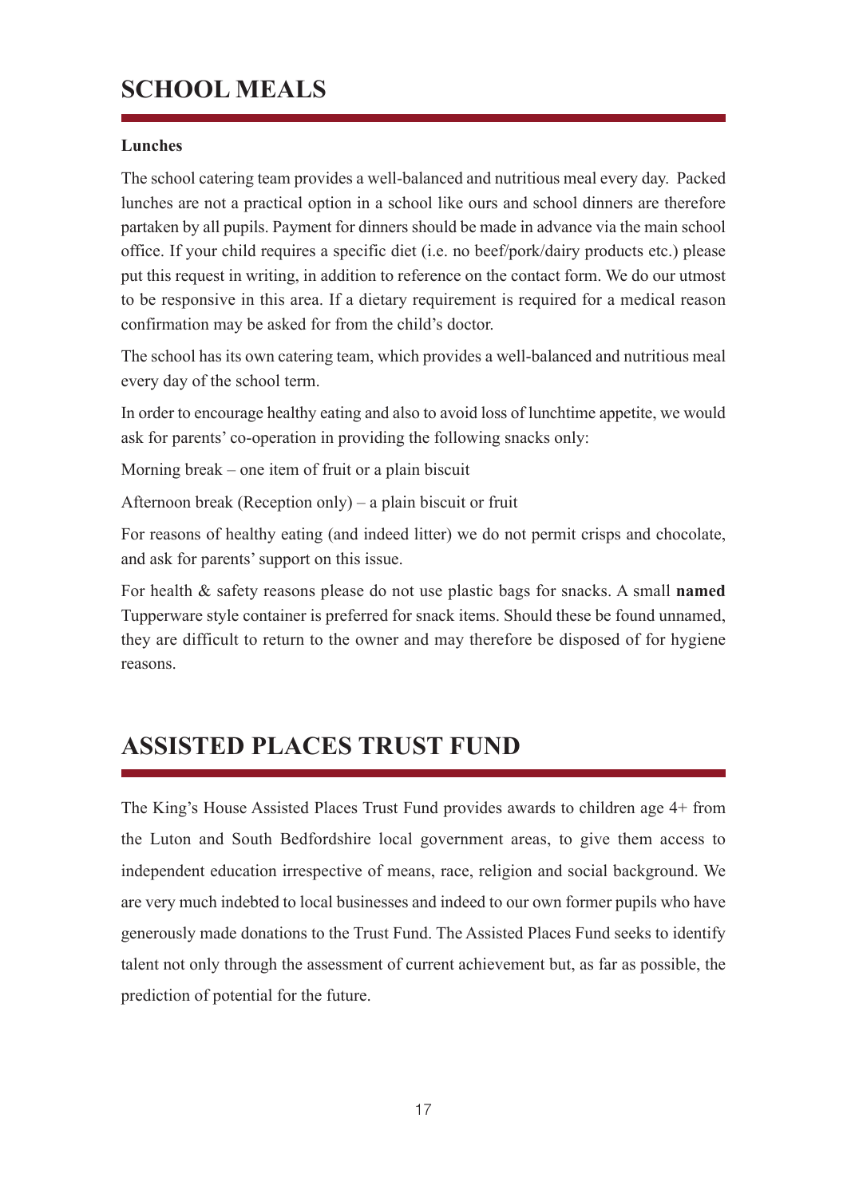# SCHOOL MEALS

**Lunches**

The school catering team provides a well-balanced and nutritious meal every day. Packed lunches are not a practical option in a school like ours and school dinners are therefore partaken by all pupils. Payment for dinners should be made in advance via the main school office. If your child requires a specific diet (i.e. no beef/pork/dairy products etc.) please put this request in writing, in addition to reference on the contact form. We do our utmost to be responsive in this area. If a dietary requirement is required for a medical reason confirmation may be asked for from the child's doctor.

The school has its own catering team, which provides a well-balanced and nutritious meal every day of the school term.

In order to encourage healthy eating and also to avoid loss of lunchtime appetite, we would ask for parents' co-operation in providing the following snacks only:

Morning break – one item of fruit or a plain biscuit

Afternoon break (Reception only) – a plain biscuit or fruit

For reasons of healthy eating (and indeed litter) we do not permit crisps and chocolate, and ask for parents' support on this issue.

For health & safety reasons please do not use plastic bags for snacks. A small **named** Tupperware style container is preferred for snack items. Should these be found unnamed, they are difficult to return to the owner and may therefore be disposed of for hygiene reasons.

# ASSISTED PLACES TRUST FUND

The King's House Assisted Places Trust Fund provides awards to children age 4+ from the Luton and South Bedfordshire local government areas, to give them access to independent education irrespective of means, race, religion and social background. We are very much indebted to local businesses and indeed to our own former pupils who have generously made donations to the Trust Fund. The Assisted Places Fund seeks to identify talent not only through the assessment of current achievement but, as far as possible, the prediction of potential for the future.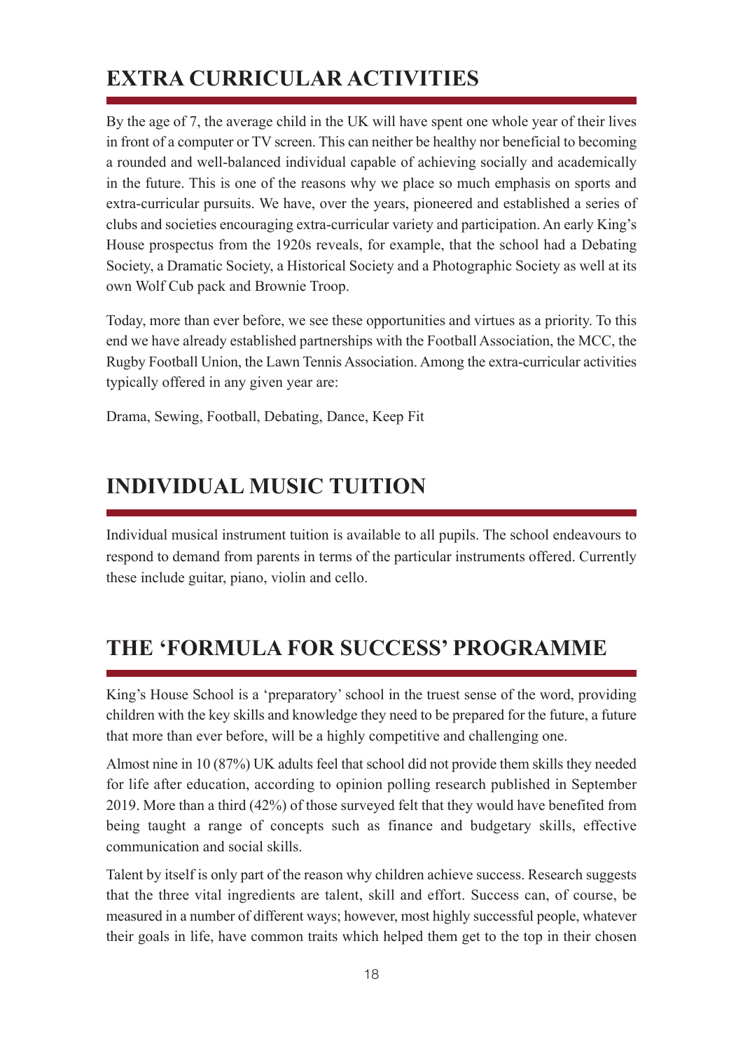## EXTRA CURRICULAR ACTIVITIES

By the age of 7, the average child in the UK will have spent one whole year of their lives in front of a computer or TV screen. This can neither be healthy nor beneficial to becoming a rounded and well-balanced individual capable of achieving socially and academically in the future. This is one of the reasons why we place so much emphasis on sports and extra-curricular pursuits. We have, over the years, pioneered and established a series of clubs and societies encouraging extra-curricular variety and participation. An early King's House prospectus from the 1920s reveals, for example, that the school had a Debating Society, a Dramatic Society, a Historical Society and a Photographic Society as well at its own Wolf Cub pack and Brownie Troop.

Today, more than ever before, we see these opportunities and virtues as a priority. To this end we have already established partnerships with the Football Association, the MCC, the Rugby Football Union, the Lawn Tennis Association. Among the extra-curricular activities typically offered in any given year are:

Drama, Sewing, Football, Debating, Dance, Keep Fit

## INDIVIDUAL MUSIC TUITION

Individual musical instrument tuition is available to all pupils. The school endeavours to respond to demand from parents in terms of the particular instruments offered. Currently these include guitar, piano, violin and cello.

## THE 'FORMULA FOR SUCCESS' PROGRAMME

King's House School is a 'preparatory' school in the truest sense of the word, providing children with the key skills and knowledge they need to be prepared for the future, a future that more than ever before, will be a highly competitive and challenging one.

Almost nine in 10 (87%) UK adults feel that school did not provide them skills they needed for life after education, according to opinion polling research published in September 2019. More than a third (42%) of those surveyed felt that they would have benefited from being taught a range of concepts such as finance and budgetary skills, effective communication and social skills.

Talent by itself is only part of the reason why children achieve success. Research suggests that the three vital ingredients are talent, skill and effort. Success can, of course, be measured in a number of different ways; however, most highly successful people, whatever their goals in life, have common traits which helped them get to the top in their chosen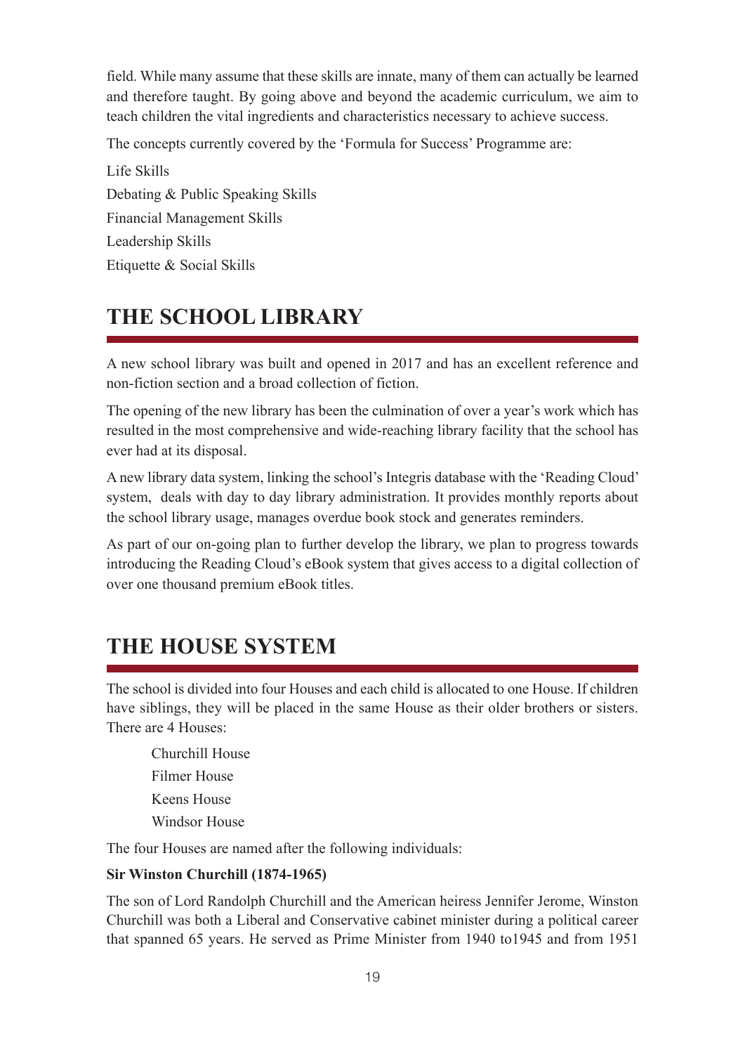field. While many assume that these skills are innate, many of them can actually be learned and therefore taught. By going above and beyond the academic curriculum, we aim to teach children the vital ingredients and characteristics necessary to achieve success.

The concepts currently covered by the 'Formula for Success' Programme are:

Life Skills
Debating & Public Speaking Skills
Financial Management Skills
Leadership Skills
Etiquette & Social Skills

## THE SCHOOL LIBRARY

A new school library was built and opened in 2017 and has an excellent reference and non-fiction section and a broad collection of fiction.

The opening of the new library has been the culmination of over a year's work which has resulted in the most comprehensive and wide-reaching library facility that the school has ever had at its disposal.

A new library data system, linking the school's Integris database with the 'Reading Cloud' system, deals with day to day library administration. It provides monthly reports about the school library usage, manages overdue book stock and generates reminders.

As part of our on-going plan to further develop the library, we plan to progress towards introducing the Reading Cloud's eBook system that gives access to a digital collection of over one thousand premium eBook titles.

## THE HOUSE SYSTEM

The school is divided into four Houses and each child is allocated to one House. If children have siblings, they will be placed in the same House as their older brothers or sisters. There are 4 Houses:

Churchill House
Filmer House
Keens House
Windsor House

The four Houses are named after the following individuals:

**Sir Winston Churchill (1874-1965)**

The son of Lord Randolph Churchill and the American heiress Jennifer Jerome, Winston Churchill was both a Liberal and Conservative cabinet minister during a political career that spanned 65 years. He served as Prime Minister from 1940 to1945 and from 1951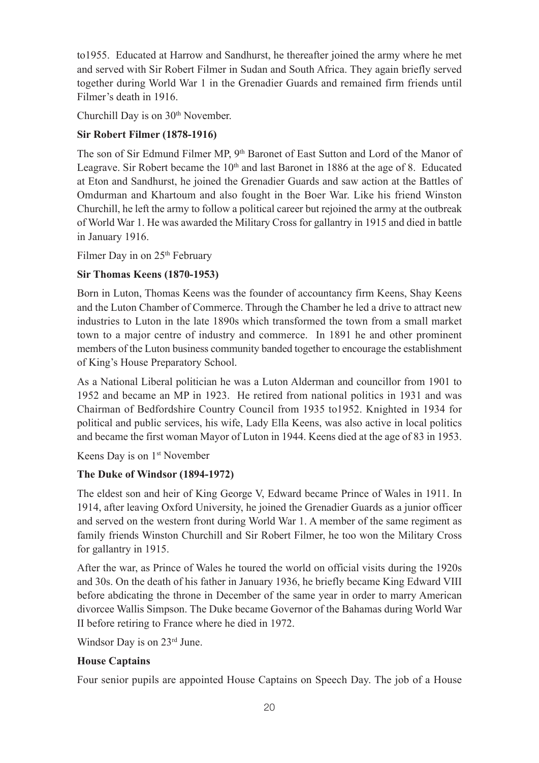to1955. Educated at Harrow and Sandhurst, he thereafter joined the army where he met and served with Sir Robert Filmer in Sudan and South Africa. They again briefly served together during World War 1 in the Grenadier Guards and remained firm friends until Filmer's death in 1916.

Churchill Day is on 30th November.

**Sir Robert Filmer (1878-1916)**

The son of Sir Edmund Filmer MP, 9th Baronet of East Sutton and Lord of the Manor of Leagrave. Sir Robert became the 10th and last Baronet in 1886 at the age of 8. Educated at Eton and Sandhurst, he joined the Grenadier Guards and saw action at the Battles of Omdurman and Khartoum and also fought in the Boer War. Like his friend Winston Churchill, he left the army to follow a political career but rejoined the army at the outbreak of World War 1. He was awarded the Military Cross for gallantry in 1915 and died in battle in January 1916.

Filmer Day in on 25th February

**Sir Thomas Keens (1870-1953)**

Born in Luton, Thomas Keens was the founder of accountancy firm Keens, Shay Keens and the Luton Chamber of Commerce. Through the Chamber he led a drive to attract new industries to Luton in the late 1890s which transformed the town from a small market town to a major centre of industry and commerce. In 1891 he and other prominent members of the Luton business community banded together to encourage the establishment of King's House Preparatory School.

As a National Liberal politician he was a Luton Alderman and councillor from 1901 to 1952 and became an MP in 1923. He retired from national politics in 1931 and was Chairman of Bedfordshire Country Council from 1935 to1952. Knighted in 1934 for political and public services, his wife, Lady Ella Keens, was also active in local politics and became the first woman Mayor of Luton in 1944. Keens died at the age of 83 in 1953.

Keens Day is on 1st November

**The Duke of Windsor (1894-1972)**

The eldest son and heir of King George V, Edward became Prince of Wales in 1911. In 1914, after leaving Oxford University, he joined the Grenadier Guards as a junior officer and served on the western front during World War 1. A member of the same regiment as family friends Winston Churchill and Sir Robert Filmer, he too won the Military Cross for gallantry in 1915.

After the war, as Prince of Wales he toured the world on official visits during the 1920s and 30s. On the death of his father in January 1936, he briefly became King Edward VIII before abdicating the throne in December of the same year in order to marry American divorcee Wallis Simpson. The Duke became Governor of the Bahamas during World War II before retiring to France where he died in 1972.

Windsor Day is on 23rd June.

**House Captains**

Four senior pupils are appointed House Captains on Speech Day. The job of a House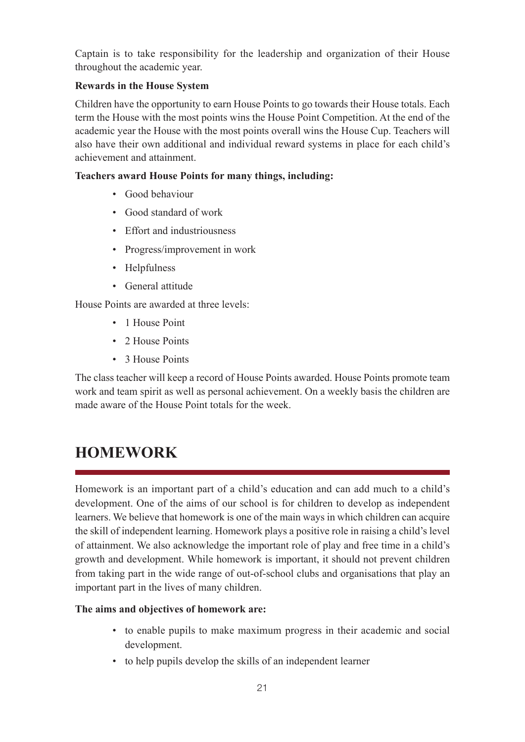Captain is to take responsibility for the leadership and organization of their House throughout the academic year.

**Rewards in the House System**

Children have the opportunity to earn House Points to go towards their House totals. Each term the House with the most points wins the House Point Competition. At the end of the academic year the House with the most points overall wins the House Cup. Teachers will also have their own additional and individual reward systems in place for each child's achievement and attainment.

**Teachers award House Points for many things, including:**

- Good behaviour
- Good standard of work
- Effort and industriousness
- Progress/improvement in work
- Helpfulness
- General attitude

House Points are awarded at three levels:

- 1 House Point
- 2 House Points
- 3 House Points

The class teacher will keep a record of House Points awarded. House Points promote team work and team spirit as well as personal achievement. On a weekly basis the children are made aware of the House Point totals for the week.

# HOMEWORK

Homework is an important part of a child's education and can add much to a child's development. One of the aims of our school is for children to develop as independent learners. We believe that homework is one of the main ways in which children can acquire the skill of independent learning. Homework plays a positive role in raising a child's level of attainment. We also acknowledge the important role of play and free time in a child's growth and development. While homework is important, it should not prevent children from taking part in the wide range of out-of-school clubs and organisations that play an important part in the lives of many children.

**The aims and objectives of homework are:**

- to enable pupils to make maximum progress in their academic and social development.
- to help pupils develop the skills of an independent learner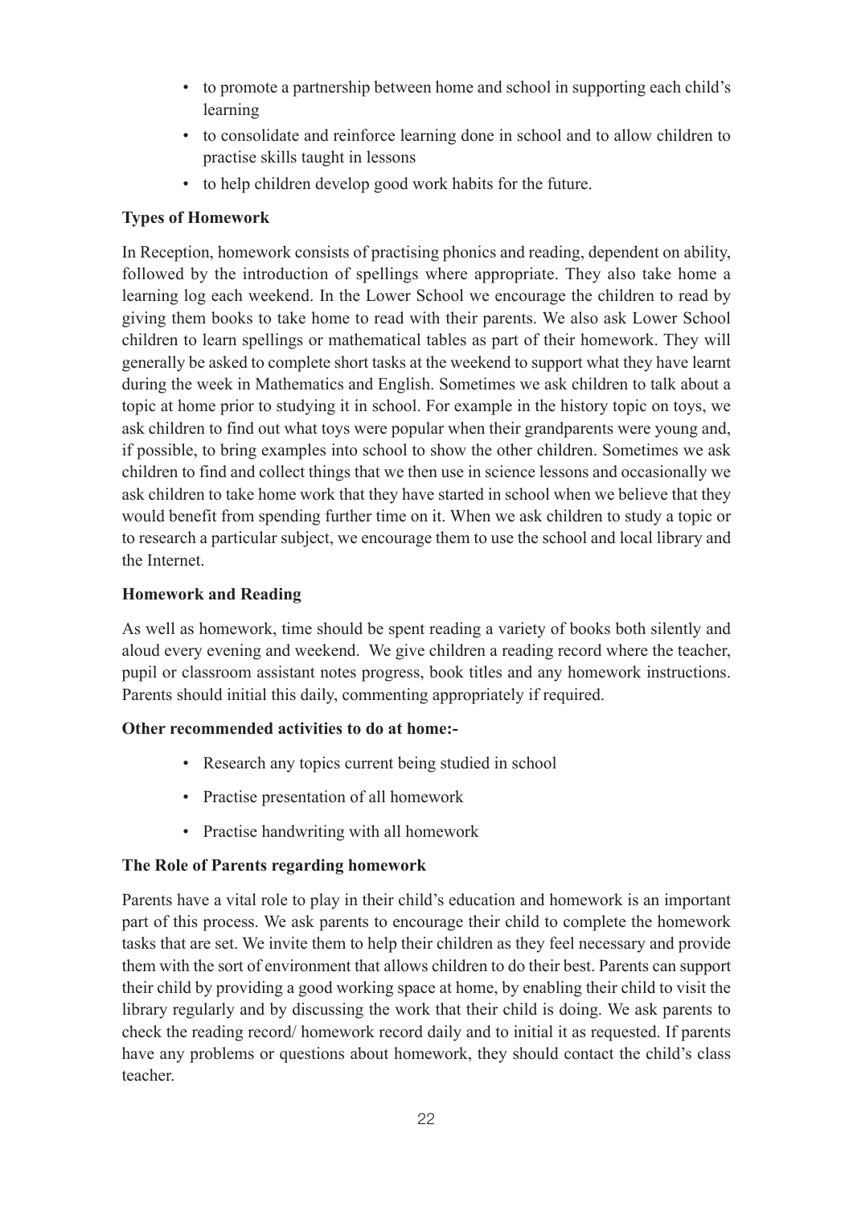- to promote a partnership between home and school in supporting each child's learning
- to consolidate and reinforce learning done in school and to allow children to practise skills taught in lessons
- to help children develop good work habits for the future.

**Types of Homework**

In Reception, homework consists of practising phonics and reading, dependent on ability, followed by the introduction of spellings where appropriate. They also take home a learning log each weekend. In the Lower School we encourage the children to read by giving them books to take home to read with their parents. We also ask Lower School children to learn spellings or mathematical tables as part of their homework. They will generally be asked to complete short tasks at the weekend to support what they have learnt during the week in Mathematics and English. Sometimes we ask children to talk about a topic at home prior to studying it in school. For example in the history topic on toys, we ask children to find out what toys were popular when their grandparents were young and, if possible, to bring examples into school to show the other children. Sometimes we ask children to find and collect things that we then use in science lessons and occasionally we ask children to take home work that they have started in school when we believe that they would benefit from spending further time on it. When we ask children to study a topic or to research a particular subject, we encourage them to use the school and local library and the Internet.

**Homework and Reading**

As well as homework, time should be spent reading a variety of books both silently and aloud every evening and weekend. We give children a reading record where the teacher, pupil or classroom assistant notes progress, book titles and any homework instructions. Parents should initial this daily, commenting appropriately if required.

**Other recommended activities to do at home:-**

- Research any topics current being studied in school
- Practise presentation of all homework
- Practise handwriting with all homework

**The Role of Parents regarding homework**

Parents have a vital role to play in their child's education and homework is an important part of this process. We ask parents to encourage their child to complete the homework tasks that are set. We invite them to help their children as they feel necessary and provide them with the sort of environment that allows children to do their best. Parents can support their child by providing a good working space at home, by enabling their child to visit the library regularly and by discussing the work that their child is doing. We ask parents to check the reading record/ homework record daily and to initial it as requested. If parents have any problems or questions about homework, they should contact the child's class teacher.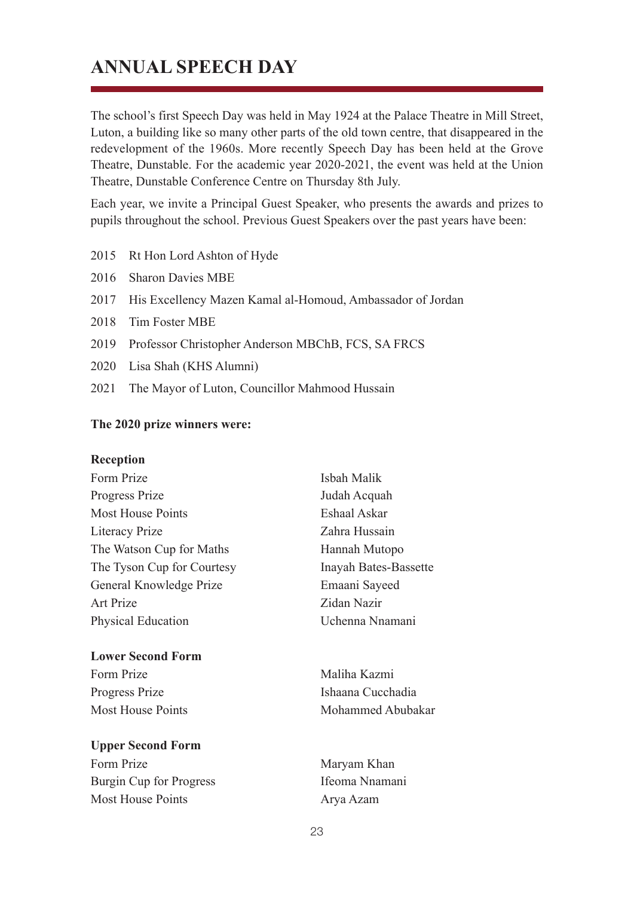# ANNUAL SPEECH DAY

The school's first Speech Day was held in May 1924 at the Palace Theatre in Mill Street, Luton, a building like so many other parts of the old town centre, that disappeared in the redevelopment of the 1960s. More recently Speech Day has been held at the Grove Theatre, Dunstable. For the academic year 2020-2021, the event was held at the Union Theatre, Dunstable Conference Centre on Thursday 8th July.

Each year, we invite a Principal Guest Speaker, who presents the awards and prizes to pupils throughout the school. Previous Guest Speakers over the past years have been:

- 2015 Rt Hon Lord Ashton of Hyde
- 2016 Sharon Davies MBE
- 2017 His Excellency Mazen Kamal al-Homoud, Ambassador of Jordan
- 2018 Tim Foster MBE
- 2019 Professor Christopher Anderson MBChB, FCS, SA FRCS
- 2020 Lisa Shah (KHS Alumni)
- 2021 The Mayor of Luton, Councillor Mahmood Hussain

**The 2020 prize winners were:**

**Reception**

| | |
|---|---|
| Form Prize | Isbah Malik |
| Progress Prize | Judah Acquah |
| Most House Points | Eshaal Askar |
| Literacy Prize | Zahra Hussain |
| The Watson Cup for Maths | Hannah Mutopo |
| The Tyson Cup for Courtesy | Inayah Bates-Bassette |
| General Knowledge Prize | Emaani Sayeed |
| Art Prize | Zidan Nazir |
| Physical Education | Uchenna Nnamani |

**Lower Second Form**

| | |
|---|---|
| Form Prize | Maliha Kazmi |
| Progress Prize | Ishaana Cucchadia |
| Most House Points | Mohammed Abubakar |

**Upper Second Form**

| | |
|---|---|
| Form Prize | Maryam Khan |
| Burgin Cup for Progress | Ifeoma Nnamani |
| Most House Points | Arya Azam |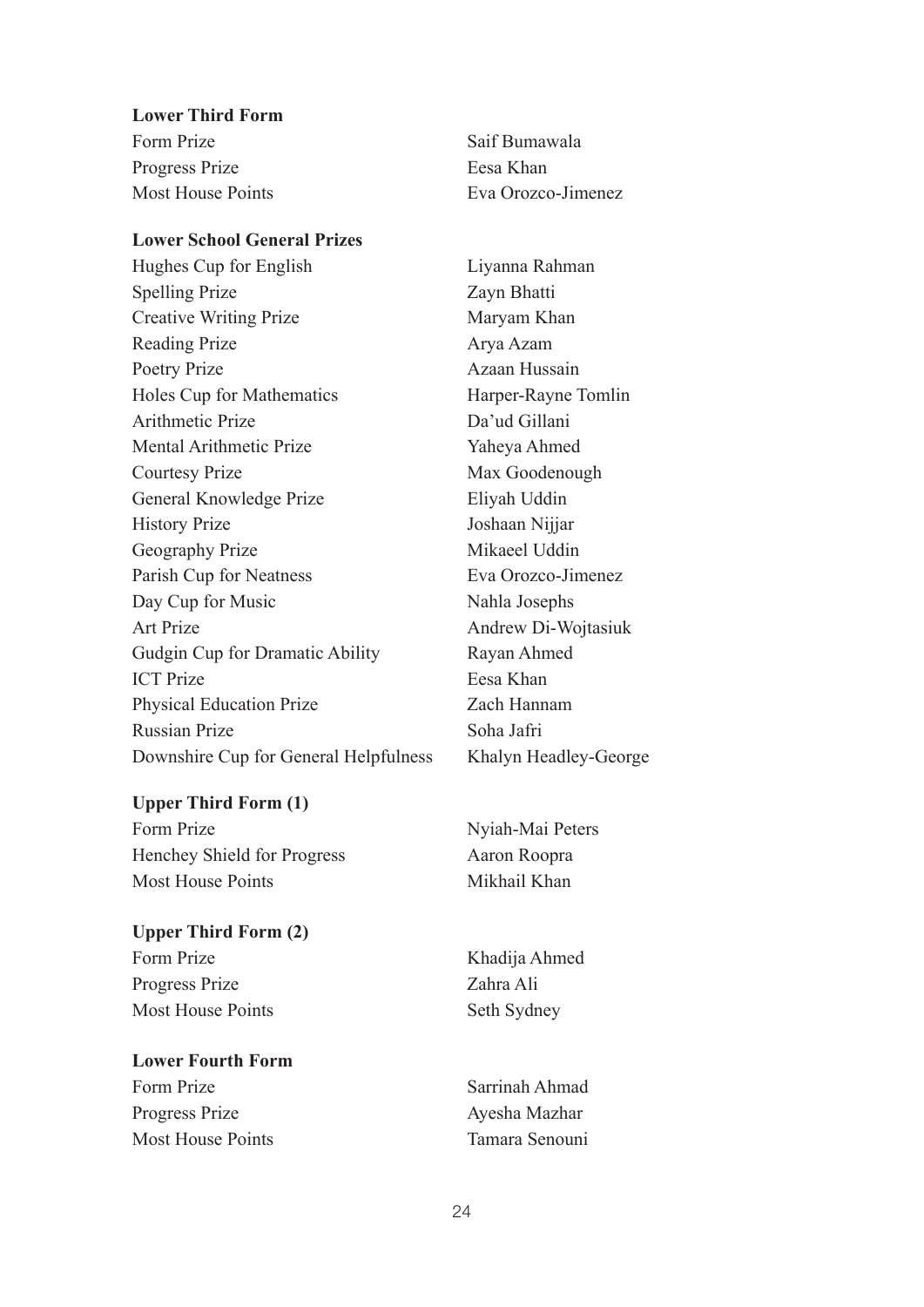**Lower Third Form**

| | |
|---|---|
| Form Prize | Saif Bumawala |
| Progress Prize | Eesa Khan |
| Most House Points | Eva Orozco-Jimenez |

**Lower School General Prizes**

| | |
|---|---|
| Hughes Cup for English | Liyanna Rahman |
| Spelling Prize | Zayn Bhatti |
| Creative Writing Prize | Maryam Khan |
| Reading Prize | Arya Azam |
| Poetry Prize | Azaan Hussain |
| Holes Cup for Mathematics | Harper-Rayne Tomlin |
| Arithmetic Prize | Da'ud Gillani |
| Mental Arithmetic Prize | Yaheya Ahmed |
| Courtesy Prize | Max Goodenough |
| General Knowledge Prize | Eliyah Uddin |
| History Prize | Joshaan Nijjar |
| Geography Prize | Mikaeel Uddin |
| Parish Cup for Neatness | Eva Orozco-Jimenez |
| Day Cup for Music | Nahla Josephs |
| Art Prize | Andrew Di-Wojtasiuk |
| Gudgin Cup for Dramatic Ability | Rayan Ahmed |
| ICT Prize | Eesa Khan |
| Physical Education Prize | Zach Hannam |
| Russian Prize | Soha Jafri |
| Downshire Cup for General Helpfulness | Khalyn Headley-George |

**Upper Third Form (1)**

| | |
|---|---|
| Form Prize | Nyiah-Mai Peters |
| Henchey Shield for Progress | Aaron Roopra |
| Most House Points | Mikhail Khan |

**Upper Third Form (2)**

| | |
|---|---|
| Form Prize | Khadija Ahmed |
| Progress Prize | Zahra Ali |
| Most House Points | Seth Sydney |

**Lower Fourth Form**

| | |
|---|---|
| Form Prize | Sarrinah Ahmad |
| Progress Prize | Ayesha Mazhar |
| Most House Points | Tamara Senouni |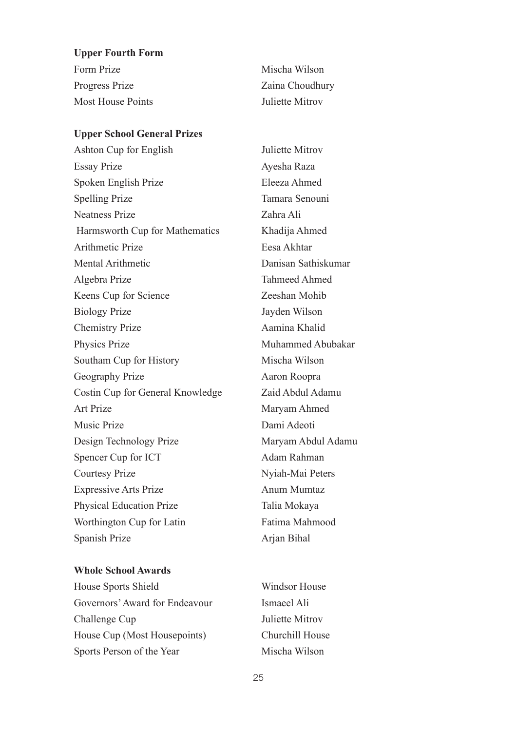**Upper Fourth Form**

| | |
|---|---|
| Form Prize | Mischa Wilson |
| Progress Prize | Zaina Choudhury |
| Most House Points | Juliette Mitrov |

**Upper School General Prizes**

| | |
|---|---|
| Ashton Cup for English | Juliette Mitrov |
| Essay Prize | Ayesha Raza |
| Spoken English Prize | Eleeza Ahmed |
| Spelling Prize | Tamara Senouni |
| Neatness Prize | Zahra Ali |
| Harmsworth Cup for Mathematics | Khadija Ahmed |
| Arithmetic Prize | Eesa Akhtar |
| Mental Arithmetic | Danisan Sathiskumar |
| Algebra Prize | Tahmeed Ahmed |
| Keens Cup for Science | Zeeshan Mohib |
| Biology Prize | Jayden Wilson |
| Chemistry Prize | Aamina Khalid |
| Physics Prize | Muhammed Abubakar |
| Southam Cup for History | Mischa Wilson |
| Geography Prize | Aaron Roopra |
| Costin Cup for General Knowledge | Zaid Abdul Adamu |
| Art Prize | Maryam Ahmed |
| Music Prize | Dami Adeoti |
| Design Technology Prize | Maryam Abdul Adamu |
| Spencer Cup for ICT | Adam Rahman |
| Courtesy Prize | Nyiah-Mai Peters |
| Expressive Arts Prize | Anum Mumtaz |
| Physical Education Prize | Talia Mokaya |
| Worthington Cup for Latin | Fatima Mahmood |
| Spanish Prize | Arjan Bihal |

**Whole School Awards**

| | |
|---|---|
| House Sports Shield | Windsor House |
| Governors' Award for Endeavour | Ismaeel Ali |
| Challenge Cup | Juliette Mitrov |
| House Cup (Most Housepoints) | Churchill House |
| Sports Person of the Year | Mischa Wilson |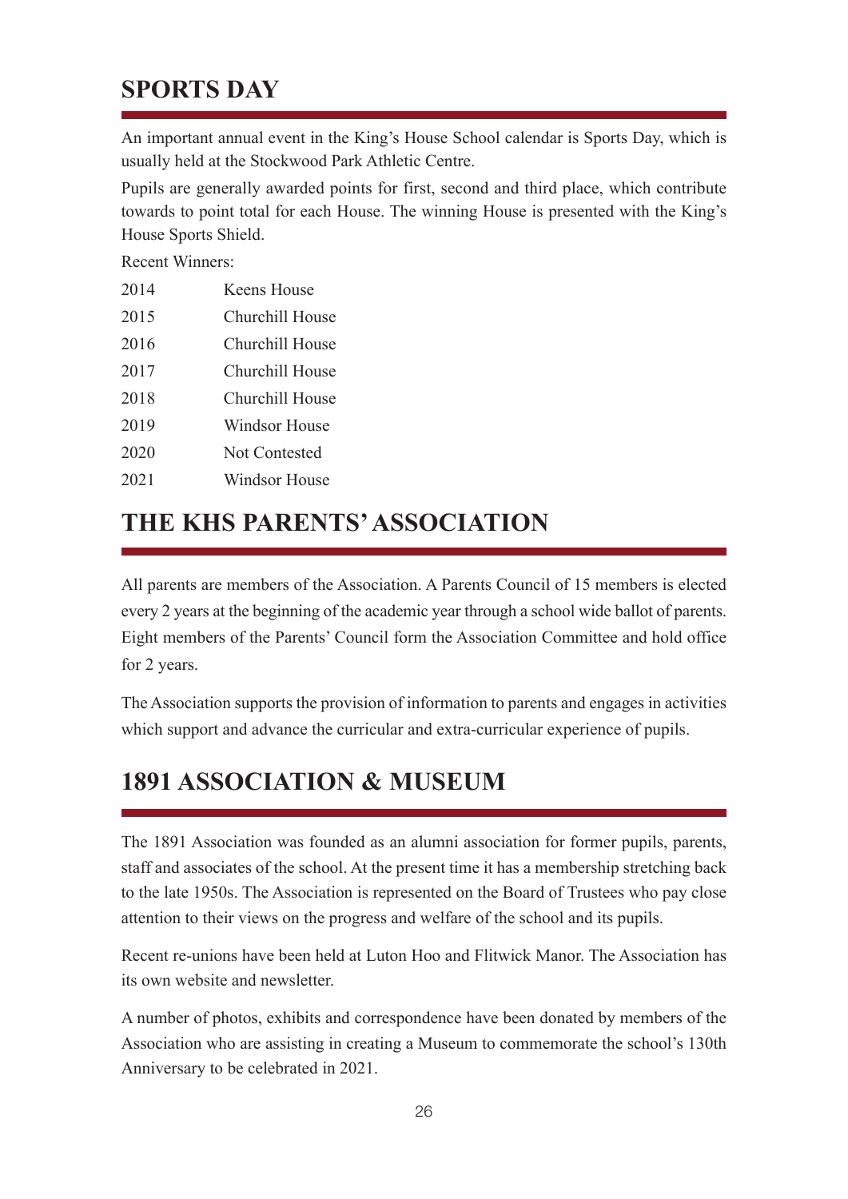## SPORTS DAY

An important annual event in the King's House School calendar is Sports Day, which is usually held at the Stockwood Park Athletic Centre.

Pupils are generally awarded points for first, second and third place, which contribute towards to point total for each House. The winning House is presented with the King's House Sports Shield.

Recent Winners:

| | |
|---|---|
| 2014 | Keens House |
| 2015 | Churchill House |
| 2016 | Churchill House |
| 2017 | Churchill House |
| 2018 | Churchill House |
| 2019 | Windsor House |
| 2020 | Not Contested |
| 2021 | Windsor House |

## THE KHS PARENTS' ASSOCIATION

All parents are members of the Association. A Parents Council of 15 members is elected every 2 years at the beginning of the academic year through a school wide ballot of parents. Eight members of the Parents' Council form the Association Committee and hold office for 2 years.

The Association supports the provision of information to parents and engages in activities which support and advance the curricular and extra-curricular experience of pupils.

## 1891 ASSOCIATION & MUSEUM

The 1891 Association was founded as an alumni association for former pupils, parents, staff and associates of the school. At the present time it has a membership stretching back to the late 1950s. The Association is represented on the Board of Trustees who pay close attention to their views on the progress and welfare of the school and its pupils.

Recent re-unions have been held at Luton Hoo and Flitwick Manor. The Association has its own website and newsletter.

A number of photos, exhibits and correspondence have been donated by members of the Association who are assisting in creating a Museum to commemorate the school's 130th Anniversary to be celebrated in 2021.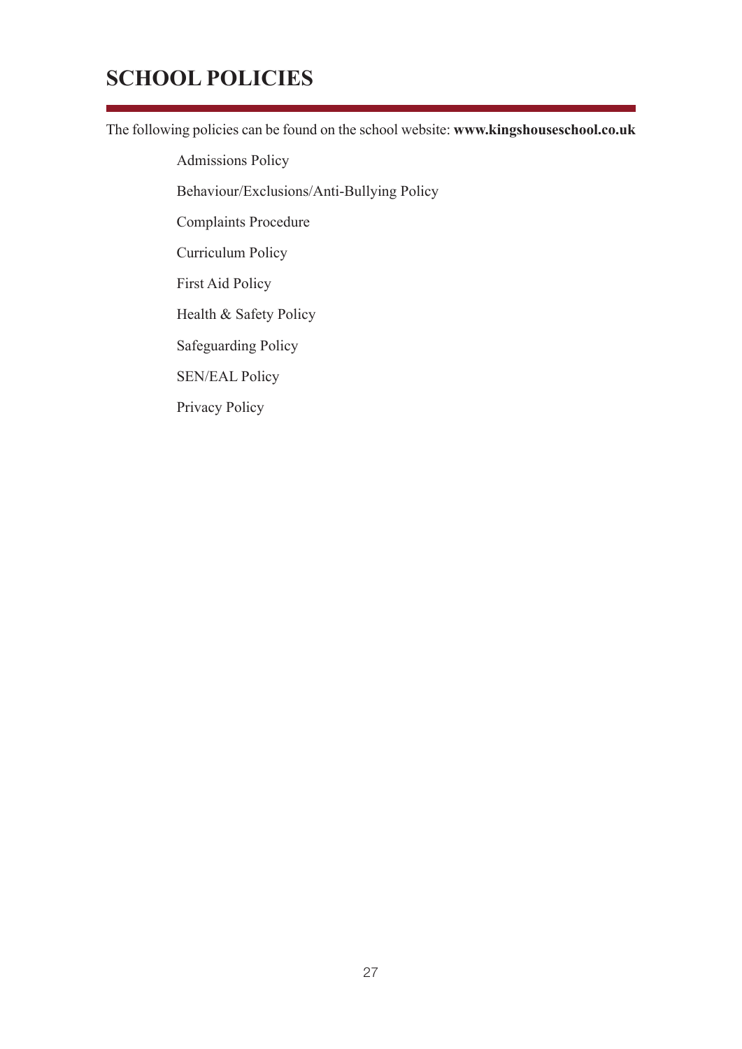# SCHOOL POLICIES

The following policies can be found on the school website: **www.kingshouseschool.co.uk**

Admissions Policy

Behaviour/Exclusions/Anti-Bullying Policy

Complaints Procedure

Curriculum Policy

First Aid Policy

Health & Safety Policy

Safeguarding Policy

SEN/EAL Policy

Privacy Policy